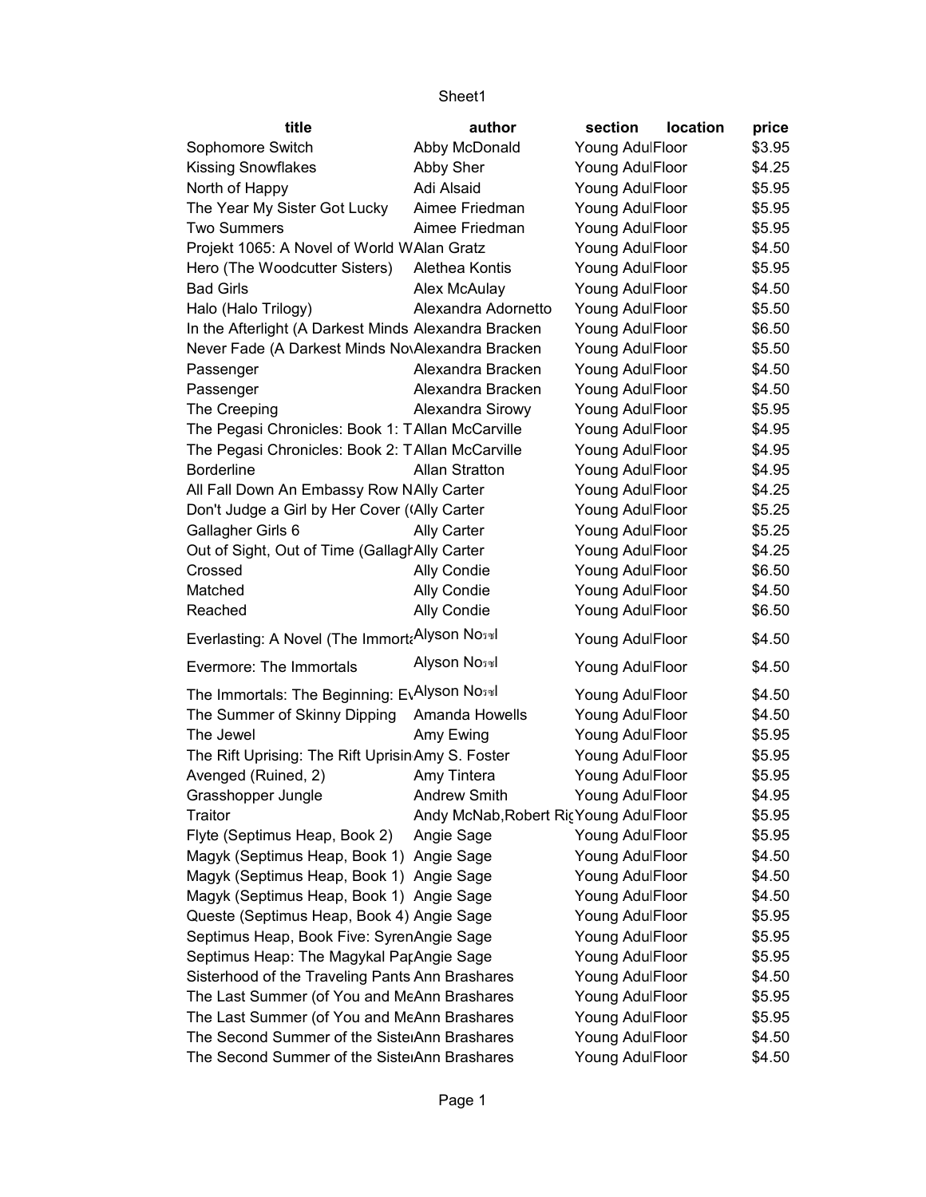Sheet1

| title | author | section | location | price |
|---|---|---|---|---|
| Sophomore Switch | Abby McDonald | Young Adul | Floor | $3.95 |
| Kissing Snowflakes | Abby Sher | Young Adul | Floor | $4.25 |
| North of Happy | Adi Alsaid | Young Adul | Floor | $5.95 |
| The Year My Sister Got Lucky | Aimee Friedman | Young Adul | Floor | $5.95 |
| Two Summers | Aimee Friedman | Young Adul | Floor | $5.95 |
| Projekt 1065: A Novel of World W | Alan Gratz | Young Adul | Floor | $4.50 |
| Hero (The Woodcutter Sisters) | Alethea Kontis | Young Adul | Floor | $5.95 |
| Bad Girls | Alex McAulay | Young Adul | Floor | $4.50 |
| Halo (Halo Trilogy) | Alexandra Adornetto | Young Adul | Floor | $5.50 |
| In the Afterlight (A Darkest Minds | Alexandra Bracken | Young Adul | Floor | $6.50 |
| Never Fade (A Darkest Minds Nov | Alexandra Bracken | Young Adul | Floor | $5.50 |
| Passenger | Alexandra Bracken | Young Adul | Floor | $4.50 |
| Passenger | Alexandra Bracken | Young Adul | Floor | $4.50 |
| The Creeping | Alexandra Sirowy | Young Adul | Floor | $5.95 |
| The Pegasi Chronicles: Book 1: T | Allan McCarville | Young Adul | Floor | $4.95 |
| The Pegasi Chronicles: Book 2: T | Allan McCarville | Young Adul | Floor | $4.95 |
| Borderline | Allan Stratton | Young Adul | Floor | $4.95 |
| All Fall Down An Embassy Row N | Ally Carter | Young Adul | Floor | $4.25 |
| Don't Judge a Girl by Her Cover (( | Ally Carter | Young Adul | Floor | $5.25 |
| Gallagher Girls 6 | Ally Carter | Young Adul | Floor | $5.25 |
| Out of Sight, Out of Time (Gallagh | Ally Carter | Young Adul | Floor | $4.25 |
| Crossed | Ally Condie | Young Adul | Floor | $6.50 |
| Matched | Ally Condie | Young Adul | Floor | $4.50 |
| Reached | Ally Condie | Young Adul | Floor | $6.50 |
| Everlasting: A Novel (The Immorta | Alyson No�l | Young Adul | Floor | $4.50 |
| Evermore: The Immortals | Alyson No�l | Young Adul | Floor | $4.50 |
| The Immortals: The Beginning: Ev | Alyson No�l | Young Adul | Floor | $4.50 |
| The Summer of Skinny Dipping | Amanda Howells | Young Adul | Floor | $4.50 |
| The Jewel | Amy Ewing | Young Adul | Floor | $5.95 |
| The Rift Uprising: The Rift Uprisin | Amy S. Foster | Young Adul | Floor | $5.95 |
| Avenged (Ruined, 2) | Amy Tintera | Young Adul | Floor | $5.95 |
| Grasshopper Jungle | Andrew Smith | Young Adul | Floor | $4.95 |
| Traitor | Andy McNab,Robert Ri | Young Adul | Floor | $5.95 |
| Flyte (Septimus Heap, Book 2) | Angie Sage | Young Adul | Floor | $5.95 |
| Magyk (Septimus Heap, Book 1) | Angie Sage | Young Adul | Floor | $4.50 |
| Magyk (Septimus Heap, Book 1) | Angie Sage | Young Adul | Floor | $4.50 |
| Magyk (Septimus Heap, Book 1) | Angie Sage | Young Adul | Floor | $4.50 |
| Queste (Septimus Heap, Book 4) | Angie Sage | Young Adul | Floor | $5.95 |
| Septimus Heap, Book Five: Syren | Angie Sage | Young Adul | Floor | $5.95 |
| Septimus Heap: The Magykal Pap | Angie Sage | Young Adul | Floor | $5.95 |
| Sisterhood of the Traveling Pants | Ann Brashares | Young Adul | Floor | $4.50 |
| The Last Summer (of You and Me | Ann Brashares | Young Adul | Floor | $5.95 |
| The Last Summer (of You and Me | Ann Brashares | Young Adul | Floor | $5.95 |
| The Second Summer of the Sister | Ann Brashares | Young Adul | Floor | $4.50 |
| The Second Summer of the Sister | Ann Brashares | Young Adul | Floor | $4.50 |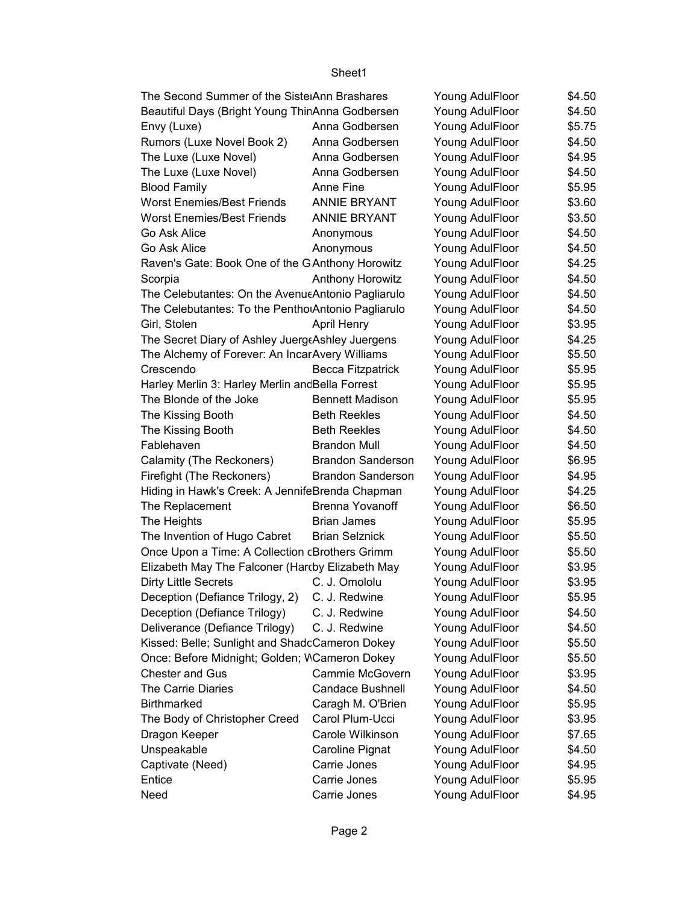| The Second Summer of the Siste | Ann Brashares | Young Adul | Floor | $4.50 |
|---|---|---|---|---|
| Beautiful Days (Bright Young Thin | Anna Godbersen | Young Adul | Floor | $4.50 |
| Envy (Luxe) | Anna Godbersen | Young Adul | Floor | $5.75 |
| Rumors (Luxe Novel Book 2) | Anna Godbersen | Young Adul | Floor | $4.50 |
| The Luxe (Luxe Novel) | Anna Godbersen | Young Adul | Floor | $4.95 |
| The Luxe (Luxe Novel) | Anna Godbersen | Young Adul | Floor | $4.50 |
| Blood Family | Anne Fine | Young Adul | Floor | $5.95 |
| Worst Enemies/Best Friends | ANNIE BRYANT | Young Adul | Floor | $3.60 |
| Worst Enemies/Best Friends | ANNIE BRYANT | Young Adul | Floor | $3.50 |
| Go Ask Alice | Anonymous | Young Adul | Floor | $4.50 |
| Go Ask Alice | Anonymous | Young Adul | Floor | $4.50 |
| Raven's Gate: Book One of the G | Anthony Horowitz | Young Adul | Floor | $4.25 |
| Scorpia | Anthony Horowitz | Young Adul | Floor | $4.50 |
| The Celebutantes: On the Avenue | Antonio Pagliarulo | Young Adul | Floor | $4.50 |
| The Celebutantes: To the Pentho | Antonio Pagliarulo | Young Adul | Floor | $4.50 |
| Girl, Stolen | April Henry | Young Adul | Floor | $3.95 |
| The Secret Diary of Ashley Juerge | Ashley Juergens | Young Adul | Floor | $4.25 |
| The Alchemy of Forever: An Incar | Avery Williams | Young Adul | Floor | $5.50 |
| Crescendo | Becca Fitzpatrick | Young Adul | Floor | $5.95 |
| Harley Merlin 3: Harley Merlin and | Bella Forrest | Young Adul | Floor | $5.95 |
| The Blonde of the Joke | Bennett Madison | Young Adul | Floor | $5.95 |
| The Kissing Booth | Beth Reekles | Young Adul | Floor | $4.50 |
| The Kissing Booth | Beth Reekles | Young Adul | Floor | $4.50 |
| Fablehaven | Brandon Mull | Young Adul | Floor | $4.50 |
| Calamity (The Reckoners) | Brandon Sanderson | Young Adul | Floor | $6.95 |
| Firefight (The Reckoners) | Brandon Sanderson | Young Adul | Floor | $4.95 |
| Hiding in Hawk's Creek: A Jennife | Brenda Chapman | Young Adul | Floor | $4.25 |
| The Replacement | Brenna Yovanoff | Young Adul | Floor | $6.50 |
| The Heights | Brian James | Young Adul | Floor | $5.95 |
| The Invention of Hugo Cabret | Brian Selznick | Young Adul | Floor | $5.50 |
| Once Upon a Time: A Collection c | Brothers Grimm | Young Adul | Floor | $5.50 |
| Elizabeth May The Falconer (Harc | by Elizabeth May | Young Adul | Floor | $3.95 |
| Dirty Little Secrets | C. J. Omololu | Young Adul | Floor | $3.95 |
| Deception (Defiance Trilogy, 2) | C. J. Redwine | Young Adul | Floor | $5.95 |
| Deception (Defiance Trilogy) | C. J. Redwine | Young Adul | Floor | $4.50 |
| Deliverance (Defiance Trilogy) | C. J. Redwine | Young Adul | Floor | $4.50 |
| Kissed: Belle; Sunlight and Shadc | Cameron Dokey | Young Adul | Floor | $5.50 |
| Once: Before Midnight; Golden; W | Cameron Dokey | Young Adul | Floor | $5.50 |
| Chester and Gus | Cammie McGovern | Young Adul | Floor | $3.95 |
| The Carrie Diaries | Candace Bushnell | Young Adul | Floor | $4.50 |
| Birthmarked | Caragh M. O'Brien | Young Adul | Floor | $5.95 |
| The Body of Christopher Creed | Carol Plum-Ucci | Young Adul | Floor | $3.95 |
| Dragon Keeper | Carole Wilkinson | Young Adul | Floor | $7.65 |
| Unspeakable | Caroline Pignat | Young Adul | Floor | $4.50 |
| Captivate (Need) | Carrie Jones | Young Adul | Floor | $4.95 |
| Entice | Carrie Jones | Young Adul | Floor | $5.95 |
| Need | Carrie Jones | Young Adul | Floor | $4.95 |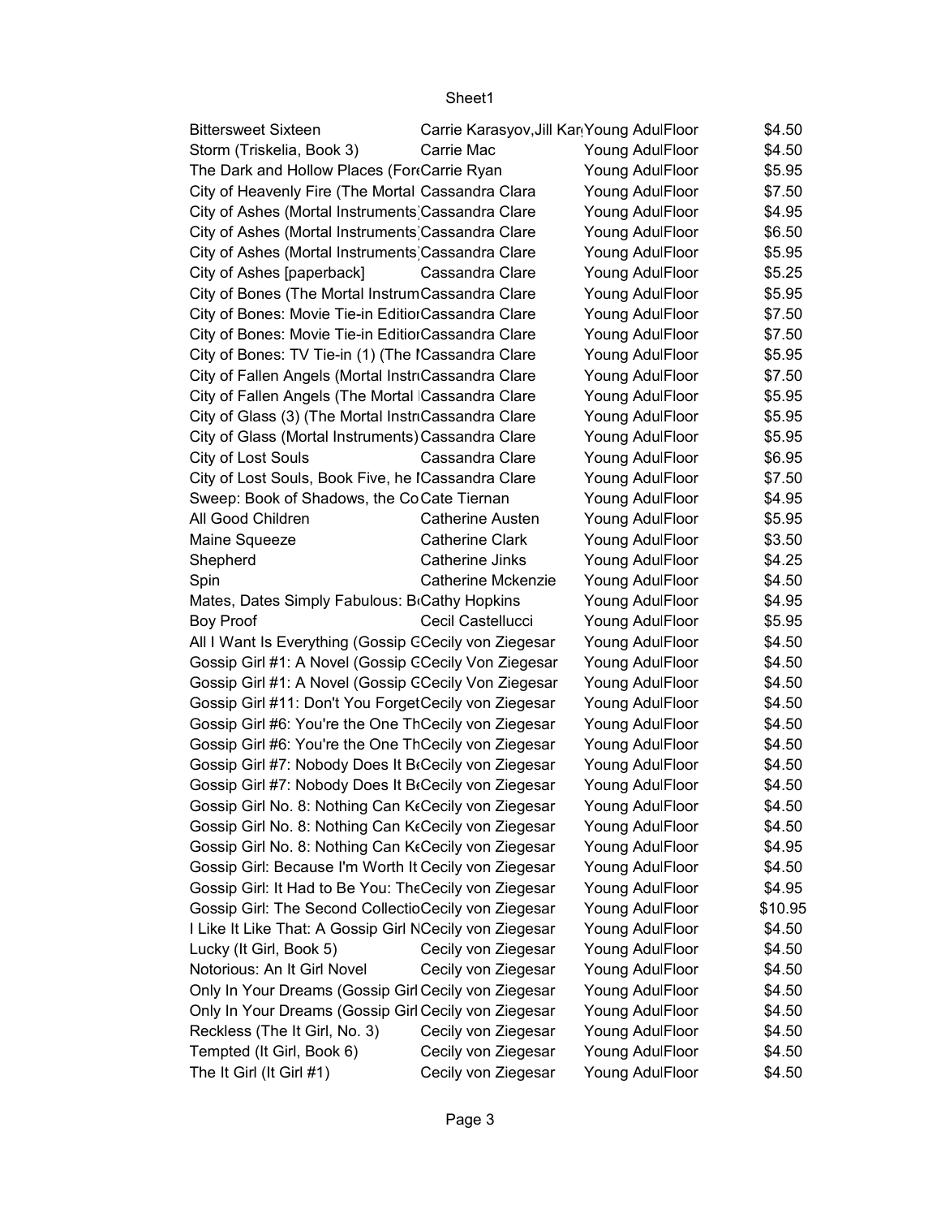| Bittersweet Sixteen | Carrie Karasyov,Jill Kar | Young Adul | Floor | $4.50 |
|---|---|---|---|---|
| Storm (Triskelia, Book 3) | Carrie Mac | Young Adul | Floor | $4.50 |
| The Dark and Hollow Places (For | Carrie Ryan | Young Adul | Floor | $5.95 |
| City of Heavenly Fire (The Mortal | Cassandra Clara | Young Adul | Floor | $7.50 |
| City of Ashes (Mortal Instruments) | Cassandra Clare | Young Adul | Floor | $4.95 |
| City of Ashes (Mortal Instruments) | Cassandra Clare | Young Adul | Floor | $6.50 |
| City of Ashes (Mortal Instruments) | Cassandra Clare | Young Adul | Floor | $5.95 |
| City of Ashes [paperback] | Cassandra Clare | Young Adul | Floor | $5.25 |
| City of Bones (The Mortal Instrum | Cassandra Clare | Young Adul | Floor | $5.95 |
| City of Bones: Movie Tie-in Edition | Cassandra Clare | Young Adul | Floor | $7.50 |
| City of Bones: Movie Tie-in Edition | Cassandra Clare | Young Adul | Floor | $7.50 |
| City of Bones: TV Tie-in (1) (The I | Cassandra Clare | Young Adul | Floor | $5.95 |
| City of Fallen Angels (Mortal Instr | Cassandra Clare | Young Adul | Floor | $7.50 |
| City of Fallen Angels (The Mortal I | Cassandra Clare | Young Adul | Floor | $5.95 |
| City of Glass (3) (The Mortal Instr | Cassandra Clare | Young Adul | Floor | $5.95 |
| City of Glass (Mortal Instruments) | Cassandra Clare | Young Adul | Floor | $5.95 |
| City of Lost Souls | Cassandra Clare | Young Adul | Floor | $6.95 |
| City of Lost Souls, Book Five, he I | Cassandra Clare | Young Adul | Floor | $7.50 |
| Sweep: Book of Shadows, the Co | Cate Tiernan | Young Adul | Floor | $4.95 |
| All Good Children | Catherine Austen | Young Adul | Floor | $5.95 |
| Maine Squeeze | Catherine Clark | Young Adul | Floor | $3.50 |
| Shepherd | Catherine Jinks | Young Adul | Floor | $4.25 |
| Spin | Catherine Mckenzie | Young Adul | Floor | $4.50 |
| Mates, Dates Simply Fabulous: B | Cathy Hopkins | Young Adul | Floor | $4.95 |
| Boy Proof | Cecil Castellucci | Young Adul | Floor | $5.95 |
| All I Want Is Everything (Gossip G | Cecily von Ziegesar | Young Adul | Floor | $4.50 |
| Gossip Girl #1: A Novel (Gossip G | Cecily Von Ziegesar | Young Adul | Floor | $4.50 |
| Gossip Girl #1: A Novel (Gossip G | Cecily Von Ziegesar | Young Adul | Floor | $4.50 |
| Gossip Girl #11: Don't You Forget | Cecily von Ziegesar | Young Adul | Floor | $4.50 |
| Gossip Girl #6: You're the One Th | Cecily von Ziegesar | Young Adul | Floor | $4.50 |
| Gossip Girl #6: You're the One Th | Cecily von Ziegesar | Young Adul | Floor | $4.50 |
| Gossip Girl #7: Nobody Does It Be | Cecily von Ziegesar | Young Adul | Floor | $4.50 |
| Gossip Girl #7: Nobody Does It Be | Cecily von Ziegesar | Young Adul | Floor | $4.50 |
| Gossip Girl No. 8: Nothing Can Ke | Cecily von Ziegesar | Young Adul | Floor | $4.50 |
| Gossip Girl No. 8: Nothing Can Ke | Cecily von Ziegesar | Young Adul | Floor | $4.50 |
| Gossip Girl No. 8: Nothing Can Ke | Cecily von Ziegesar | Young Adul | Floor | $4.95 |
| Gossip Girl: Because I'm Worth It | Cecily von Ziegesar | Young Adul | Floor | $4.50 |
| Gossip Girl: It Had to Be You: The | Cecily von Ziegesar | Young Adul | Floor | $4.95 |
| Gossip Girl: The Second Collectio | Cecily von Ziegesar | Young Adul | Floor | $10.95 |
| I Like It Like That: A Gossip Girl N | Cecily von Ziegesar | Young Adul | Floor | $4.50 |
| Lucky (It Girl, Book 5) | Cecily von Ziegesar | Young Adul | Floor | $4.50 |
| Notorious: An It Girl Novel | Cecily von Ziegesar | Young Adul | Floor | $4.50 |
| Only In Your Dreams (Gossip Girl | Cecily von Ziegesar | Young Adul | Floor | $4.50 |
| Only In Your Dreams (Gossip Girl | Cecily von Ziegesar | Young Adul | Floor | $4.50 |
| Reckless (The It Girl, No. 3) | Cecily von Ziegesar | Young Adul | Floor | $4.50 |
| Tempted (It Girl, Book 6) | Cecily von Ziegesar | Young Adul | Floor | $4.50 |
| The It Girl (It Girl #1) | Cecily von Ziegesar | Young Adul | Floor | $4.50 |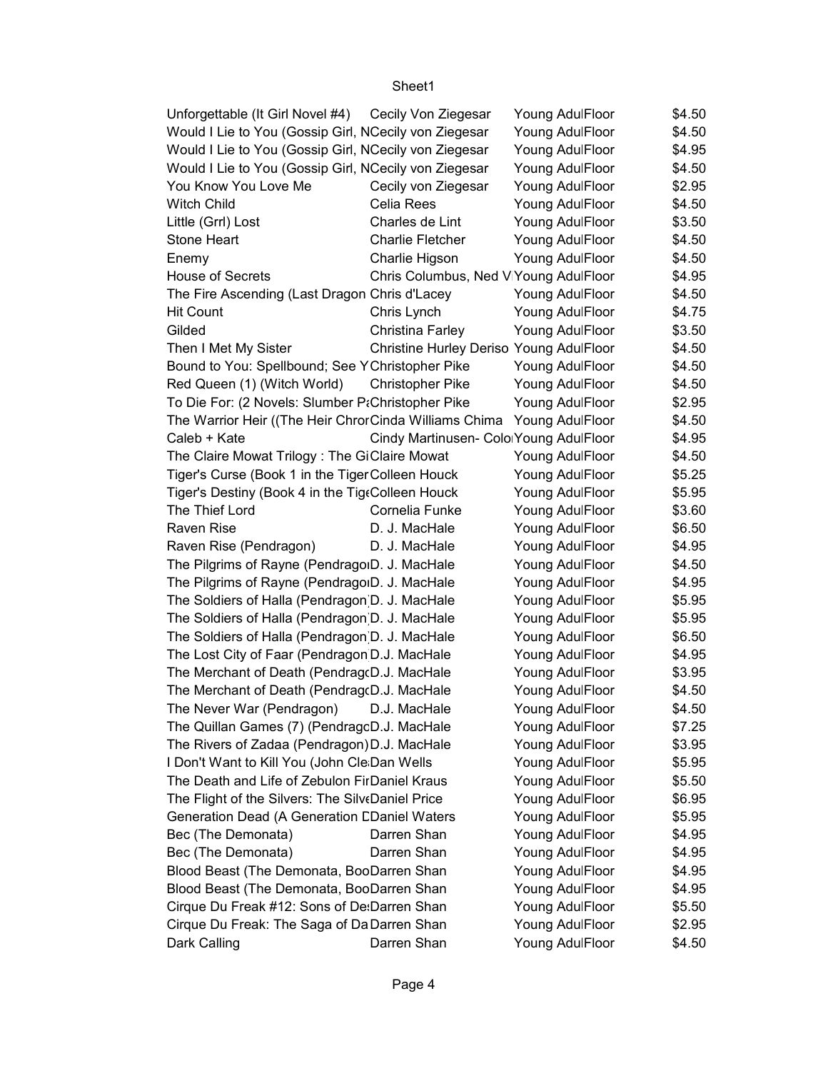| | | | | |
|---|---|---|---|---|
| Unforgettable (It Girl Novel #4) | Cecily Von Ziegesar | Young Adul | Floor | $4.50 |
| Would I Lie to You (Gossip Girl, N | Cecily von Ziegesar | Young Adul | Floor | $4.50 |
| Would I Lie to You (Gossip Girl, N | Cecily von Ziegesar | Young Adul | Floor | $4.95 |
| Would I Lie to You (Gossip Girl, N | Cecily von Ziegesar | Young Adul | Floor | $4.50 |
| You Know You Love Me | Cecily von Ziegesar | Young Adul | Floor | $2.95 |
| Witch Child | Celia Rees | Young Adul | Floor | $4.50 |
| Little (Grrl) Lost | Charles de Lint | Young Adul | Floor | $3.50 |
| Stone Heart | Charlie Fletcher | Young Adul | Floor | $4.50 |
| Enemy | Charlie Higson | Young Adul | Floor | $4.50 |
| House of Secrets | Chris Columbus, Ned V | Young Adul | Floor | $4.95 |
| The Fire Ascending (Last Dragon | Chris d'Lacey | Young Adul | Floor | $4.50 |
| Hit Count | Chris Lynch | Young Adul | Floor | $4.75 |
| Gilded | Christina Farley | Young Adul | Floor | $3.50 |
| Then I Met My Sister | Christine Hurley Deriso | Young Adul | Floor | $4.50 |
| Bound to You: Spellbound; See Y | Christopher Pike | Young Adul | Floor | $4.50 |
| Red Queen (1) (Witch World) | Christopher Pike | Young Adul | Floor | $4.50 |
| To Die For: (2 Novels: Slumber P | Christopher Pike | Young Adul | Floor | $2.95 |
| The Warrior Heir ((The Heir Chron | Cinda Williams Chima | Young Adul | Floor | $4.50 |
| Caleb + Kate | Cindy Martinusen- Colo | Young Adul | Floor | $4.95 |
| The Claire Mowat Trilogy : The Gi | Claire Mowat | Young Adul | Floor | $4.50 |
| Tiger's Curse (Book 1 in the Tiger | Colleen Houck | Young Adul | Floor | $5.25 |
| Tiger's Destiny (Book 4 in the Tig | Colleen Houck | Young Adul | Floor | $5.95 |
| The Thief Lord | Cornelia Funke | Young Adul | Floor | $3.60 |
| Raven Rise | D. J. MacHale | Young Adul | Floor | $6.50 |
| Raven Rise (Pendragon) | D. J. MacHale | Young Adul | Floor | $4.95 |
| The Pilgrims of Rayne (Pendrago | D. J. MacHale | Young Adul | Floor | $4.50 |
| The Pilgrims of Rayne (Pendrago | D. J. MacHale | Young Adul | Floor | $4.95 |
| The Soldiers of Halla (Pendragon | D. J. MacHale | Young Adul | Floor | $5.95 |
| The Soldiers of Halla (Pendragon | D. J. MacHale | Young Adul | Floor | $5.95 |
| The Soldiers of Halla (Pendragon | D. J. MacHale | Young Adul | Floor | $6.50 |
| The Lost City of Faar (Pendragon | D.J. MacHale | Young Adul | Floor | $4.95 |
| The Merchant of Death (Pendrag | D.J. MacHale | Young Adul | Floor | $3.95 |
| The Merchant of Death (Pendrag | D.J. MacHale | Young Adul | Floor | $4.50 |
| The Never War (Pendragon) | D.J. MacHale | Young Adul | Floor | $4.50 |
| The Quillan Games (7) (Pendrag | D.J. MacHale | Young Adul | Floor | $7.25 |
| The Rivers of Zadaa (Pendragon) | D.J. MacHale | Young Adul | Floor | $3.95 |
| I Don't Want to Kill You (John Cle | Dan Wells | Young Adul | Floor | $5.95 |
| The Death and Life of Zebulon Fir | Daniel Kraus | Young Adul | Floor | $5.50 |
| The Flight of the Silvers: The Silv | Daniel Price | Young Adul | Floor | $6.95 |
| Generation Dead (A Generation D | Daniel Waters | Young Adul | Floor | $5.95 |
| Bec (The Demonata) | Darren Shan | Young Adul | Floor | $4.95 |
| Bec (The Demonata) | Darren Shan | Young Adul | Floor | $4.95 |
| Blood Beast (The Demonata, Boo | Darren Shan | Young Adul | Floor | $4.95 |
| Blood Beast (The Demonata, Boo | Darren Shan | Young Adul | Floor | $4.95 |
| Cirque Du Freak #12: Sons of De | Darren Shan | Young Adul | Floor | $5.50 |
| Cirque Du Freak: The Saga of Da | Darren Shan | Young Adul | Floor | $2.95 |
| Dark Calling | Darren Shan | Young Adul | Floor | $4.50 |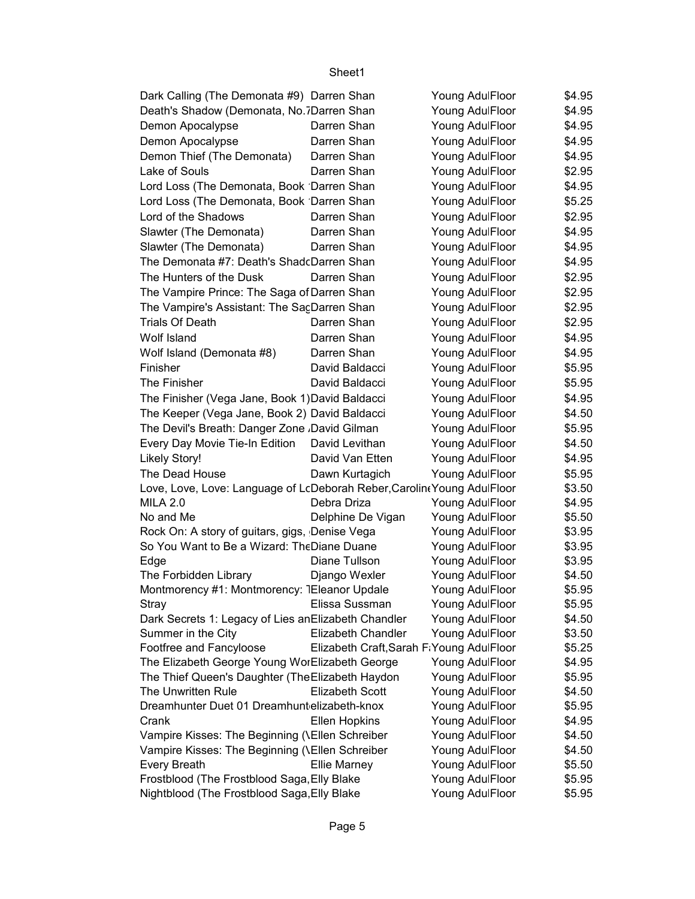| | | | | |
|---|---|---|---|---|
| Dark Calling (The Demonata #9) | Darren Shan | Young Adul | Floor | $4.95 |
| Death's Shadow (Demonata, No.7 | Darren Shan | Young Adul | Floor | $4.95 |
| Demon Apocalypse | Darren Shan | Young Adul | Floor | $4.95 |
| Demon Apocalypse | Darren Shan | Young Adul | Floor | $4.95 |
| Demon Thief (The Demonata) | Darren Shan | Young Adul | Floor | $4.95 |
| Lake of Souls | Darren Shan | Young Adul | Floor | $2.95 |
| Lord Loss (The Demonata, Book | Darren Shan | Young Adul | Floor | $4.95 |
| Lord Loss (The Demonata, Book | Darren Shan | Young Adul | Floor | $5.25 |
| Lord of the Shadows | Darren Shan | Young Adul | Floor | $2.95 |
| Slawter (The Demonata) | Darren Shan | Young Adul | Floor | $4.95 |
| Slawter (The Demonata) | Darren Shan | Young Adul | Floor | $4.95 |
| The Demonata #7: Death's Shado | Darren Shan | Young Adul | Floor | $4.95 |
| The Hunters of the Dusk | Darren Shan | Young Adul | Floor | $2.95 |
| The Vampire Prince: The Saga of | Darren Shan | Young Adul | Floor | $2.95 |
| The Vampire's Assistant: The Sag | Darren Shan | Young Adul | Floor | $2.95 |
| Trials Of Death | Darren Shan | Young Adul | Floor | $2.95 |
| Wolf Island | Darren Shan | Young Adul | Floor | $4.95 |
| Wolf Island (Demonata #8) | Darren Shan | Young Adul | Floor | $4.95 |
| Finisher | David Baldacci | Young Adul | Floor | $5.95 |
| The Finisher | David Baldacci | Young Adul | Floor | $5.95 |
| The Finisher (Vega Jane, Book 1) | David Baldacci | Young Adul | Floor | $4.95 |
| The Keeper (Vega Jane, Book 2) | David Baldacci | Young Adul | Floor | $4.50 |
| The Devil's Breath: Danger Zone | David Gilman | Young Adul | Floor | $5.95 |
| Every Day Movie Tie-In Edition | David Levithan | Young Adul | Floor | $4.50 |
| Likely Story! | David Van Etten | Young Adul | Floor | $4.95 |
| The Dead House | Dawn Kurtagich | Young Adul | Floor | $5.95 |
| Love, Love, Love: Language of Lo | Deborah Reber,Caroline | Young Adul | Floor | $3.50 |
| MILA 2.0 | Debra Driza | Young Adul | Floor | $4.95 |
| No and Me | Delphine De Vigan | Young Adul | Floor | $5.50 |
| Rock On: A story of guitars, gigs, | Denise Vega | Young Adul | Floor | $3.95 |
| So You Want to Be a Wizard: The | Diane Duane | Young Adul | Floor | $3.95 |
| Edge | Diane Tullson | Young Adul | Floor | $3.95 |
| The Forbidden Library | Django Wexler | Young Adul | Floor | $4.50 |
| Montmorency #1: Montmorency: T | Eleanor Updale | Young Adul | Floor | $5.95 |
| Stray | Elissa Sussman | Young Adul | Floor | $5.95 |
| Dark Secrets 1: Legacy of Lies an | Elizabeth Chandler | Young Adul | Floor | $4.50 |
| Summer in the City | Elizabeth Chandler | Young Adul | Floor | $3.50 |
| Footfree and Fancyloose | Elizabeth Craft,Sarah Fa | Young Adul | Floor | $5.25 |
| The Elizabeth George Young Wor | Elizabeth George | Young Adul | Floor | $4.95 |
| The Thief Queen's Daughter (The | Elizabeth Haydon | Young Adul | Floor | $5.95 |
| The Unwritten Rule | Elizabeth Scott | Young Adul | Floor | $4.50 |
| Dreamhunter Duet 01 Dreamhunt | elizabeth-knox | Young Adul | Floor | $5.95 |
| Crank | Ellen Hopkins | Young Adul | Floor | $4.95 |
| Vampire Kisses: The Beginning (V | Ellen Schreiber | Young Adul | Floor | $4.50 |
| Vampire Kisses: The Beginning (V | Ellen Schreiber | Young Adul | Floor | $4.50 |
| Every Breath | Ellie Marney | Young Adul | Floor | $5.50 |
| Frostblood (The Frostblood Saga, | Elly Blake | Young Adul | Floor | $5.95 |
| Nightblood (The Frostblood Saga, | Elly Blake | Young Adul | Floor | $5.95 |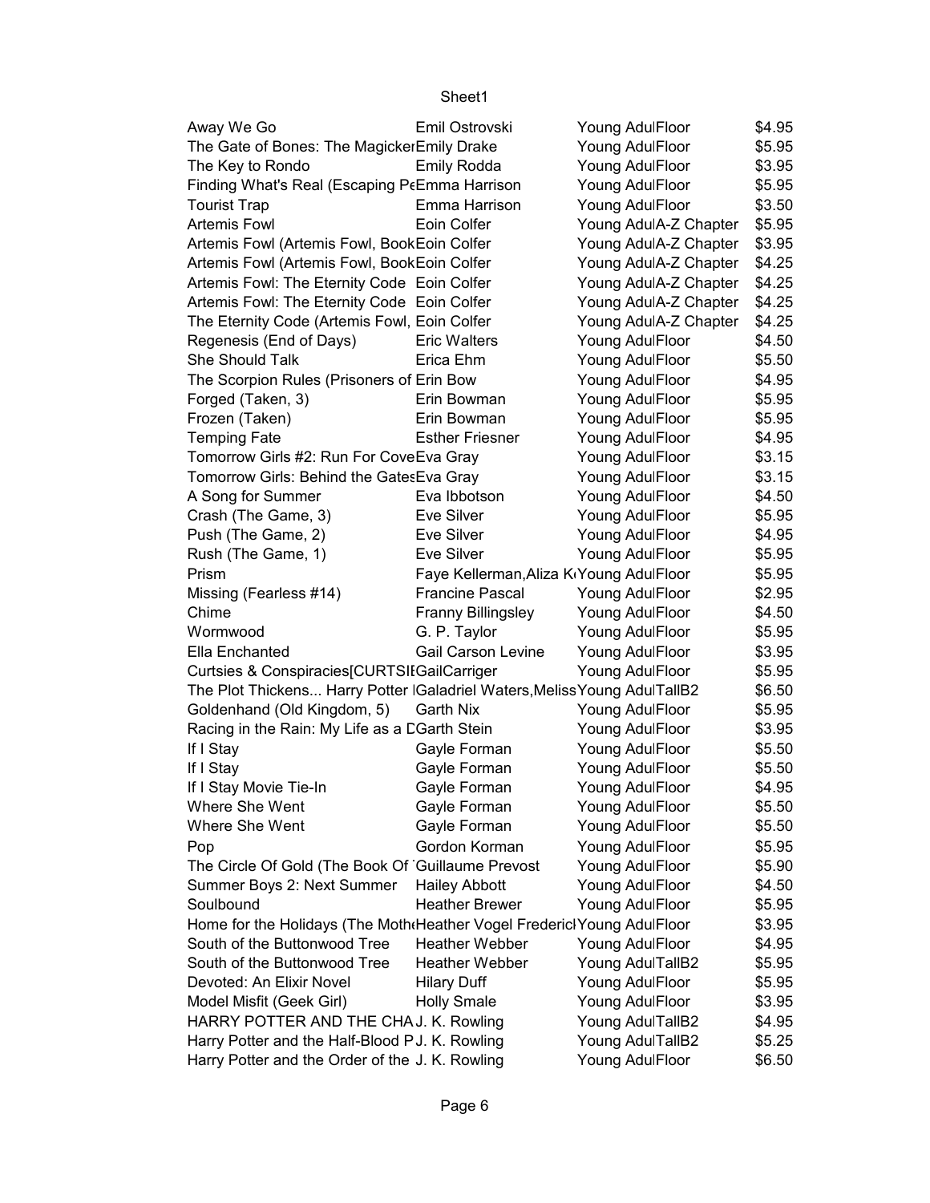| | | | |
|---|---|---|---|
| Away We Go | Emil Ostrovski | Young AdulFloor | $4.95 |
| The Gate of Bones: The Magicker | Emily Drake | Young AdulFloor | $5.95 |
| The Key to Rondo | Emily Rodda | Young AdulFloor | $3.95 |
| Finding What's Real (Escaping Pe | Emma Harrison | Young AdulFloor | $5.95 |
| Tourist Trap | Emma Harrison | Young AdulFloor | $3.50 |
| Artemis Fowl | Eoin Colfer | Young AdulA-Z Chapter | $5.95 |
| Artemis Fowl (Artemis Fowl, Book | Eoin Colfer | Young AdulA-Z Chapter | $3.95 |
| Artemis Fowl (Artemis Fowl, Book | Eoin Colfer | Young AdulA-Z Chapter | $4.25 |
| Artemis Fowl: The Eternity Code | Eoin Colfer | Young AdulA-Z Chapter | $4.25 |
| Artemis Fowl: The Eternity Code | Eoin Colfer | Young AdulA-Z Chapter | $4.25 |
| The Eternity Code (Artemis Fowl, | Eoin Colfer | Young AdulA-Z Chapter | $4.25 |
| Regenesis (End of Days) | Eric Walters | Young AdulFloor | $4.50 |
| She Should Talk | Erica Ehm | Young AdulFloor | $5.50 |
| The Scorpion Rules (Prisoners of | Erin Bow | Young AdulFloor | $4.95 |
| Forged (Taken, 3) | Erin Bowman | Young AdulFloor | $5.95 |
| Frozen (Taken) | Erin Bowman | Young AdulFloor | $5.95 |
| Temping Fate | Esther Friesner | Young AdulFloor | $4.95 |
| Tomorrow Girls #2: Run For Cove | Eva Gray | Young AdulFloor | $3.15 |
| Tomorrow Girls: Behind the Gates | Eva Gray | Young AdulFloor | $3.15 |
| A Song for Summer | Eva Ibbotson | Young AdulFloor | $4.50 |
| Crash (The Game, 3) | Eve Silver | Young AdulFloor | $5.95 |
| Push (The Game, 2) | Eve Silver | Young AdulFloor | $4.95 |
| Rush (The Game, 1) | Eve Silver | Young AdulFloor | $5.95 |
| Prism | Faye Kellerman,Aliza K | Young AdulFloor | $5.95 |
| Missing (Fearless #14) | Francine Pascal | Young AdulFloor | $2.95 |
| Chime | Franny Billingsley | Young AdulFloor | $4.50 |
| Wormwood | G. P. Taylor | Young AdulFloor | $5.95 |
| Ella Enchanted | Gail Carson Levine | Young AdulFloor | $3.95 |
| Curtsies & Conspiracies[CURTSI | GailCarriger | Young AdulFloor | $5.95 |
| The Plot Thickens... Harry Potter | Galadriel Waters,Meliss | Young AdulTallB2 | $6.50 |
| Goldenhand (Old Kingdom, 5) | Garth Nix | Young AdulFloor | $5.95 |
| Racing in the Rain: My Life as a D | Garth Stein | Young AdulFloor | $3.95 |
| If I Stay | Gayle Forman | Young AdulFloor | $5.50 |
| If I Stay | Gayle Forman | Young AdulFloor | $5.50 |
| If I Stay Movie Tie-In | Gayle Forman | Young AdulFloor | $4.95 |
| Where She Went | Gayle Forman | Young AdulFloor | $5.50 |
| Where She Went | Gayle Forman | Young AdulFloor | $5.50 |
| Pop | Gordon Korman | Young AdulFloor | $5.95 |
| The Circle Of Gold (The Book Of | Guillaume Prevost | Young AdulFloor | $5.90 |
| Summer Boys 2: Next Summer | Hailey Abbott | Young AdulFloor | $4.50 |
| Soulbound | Heather Brewer | Young AdulFloor | $5.95 |
| Home for the Holidays (The Moth | Heather Vogel Frederic | Young AdulFloor | $3.95 |
| South of the Buttonwood Tree | Heather Webber | Young AdulFloor | $4.95 |
| South of the Buttonwood Tree | Heather Webber | Young AdulTallB2 | $5.95 |
| Devoted: An Elixir Novel | Hilary Duff | Young AdulFloor | $5.95 |
| Model Misfit (Geek Girl) | Holly Smale | Young AdulFloor | $3.95 |
| HARRY POTTER AND THE CHA | J. K. Rowling | Young AdulTallB2 | $4.95 |
| Harry Potter and the Half-Blood P | J. K. Rowling | Young AdulTallB2 | $5.25 |
| Harry Potter and the Order of the | J. K. Rowling | Young AdulFloor | $6.50 |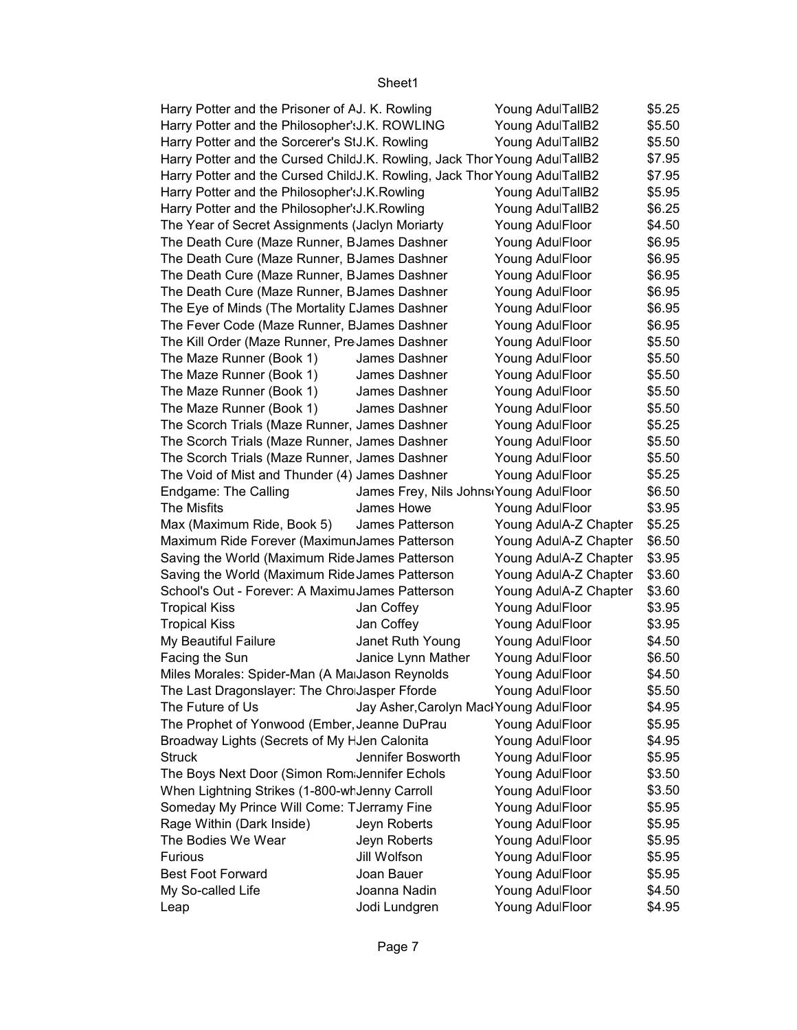| | | | |
|---|---|---|---|
| Harry Potter and the Prisoner of AJ. K. Rowling | | Young AdulTallB2 | $5.25 |
| Harry Potter and the Philosopher'sJ.K. ROWLING | | Young AdulTallB2 | $5.50 |
| Harry Potter and the Sorcerer's StJ.K. Rowling | | Young AdulTallB2 | $5.50 |
| Harry Potter and the Cursed ChildJ.K. Rowling, Jack Thor | | Young AdulTallB2 | $7.95 |
| Harry Potter and the Cursed ChildJ.K. Rowling, Jack Thor | | Young AdulTallB2 | $7.95 |
| Harry Potter and the Philosopher'sJ.K.Rowling | | Young AdulTallB2 | $5.95 |
| Harry Potter and the Philosopher'sJ.K.Rowling | | Young AdulTallB2 | $6.25 |
| The Year of Secret Assignments (Jaclyn Moriarty | | Young AdulFloor | $4.50 |
| The Death Cure (Maze Runner, BJames Dashner | | Young AdulFloor | $6.95 |
| The Death Cure (Maze Runner, BJames Dashner | | Young AdulFloor | $6.95 |
| The Death Cure (Maze Runner, BJames Dashner | | Young AdulFloor | $6.95 |
| The Death Cure (Maze Runner, BJames Dashner | | Young AdulFloor | $6.95 |
| The Eye of Minds (The Mortality DJames Dashner | | Young AdulFloor | $6.95 |
| The Fever Code (Maze Runner, BJames Dashner | | Young AdulFloor | $6.95 |
| The Kill Order (Maze Runner, PreJames Dashner | | Young AdulFloor | $5.50 |
| The Maze Runner (Book 1) | James Dashner | Young AdulFloor | $5.50 |
| The Maze Runner (Book 1) | James Dashner | Young AdulFloor | $5.50 |
| The Maze Runner (Book 1) | James Dashner | Young AdulFloor | $5.50 |
| The Maze Runner (Book 1) | James Dashner | Young AdulFloor | $5.50 |
| The Scorch Trials (Maze Runner, James Dashner | | Young AdulFloor | $5.25 |
| The Scorch Trials (Maze Runner, James Dashner | | Young AdulFloor | $5.50 |
| The Scorch Trials (Maze Runner, James Dashner | | Young AdulFloor | $5.50 |
| The Void of Mist and Thunder (4) James Dashner | | Young AdulFloor | $5.25 |
| Endgame: The Calling | James Frey, Nils Johns | Young AdulFloor | $6.50 |
| The Misfits | James Howe | Young AdulFloor | $3.95 |
| Max (Maximum Ride, Book 5) | James Patterson | Young AdulA-Z Chapter | $5.25 |
| Maximum Ride Forever (MaximunJames Patterson | | Young AdulA-Z Chapter | $6.50 |
| Saving the World (Maximum Ride James Patterson | | Young AdulA-Z Chapter | $3.95 |
| Saving the World (Maximum Ride James Patterson | | Young AdulA-Z Chapter | $3.60 |
| School's Out - Forever: A MaximuJames Patterson | | Young AdulA-Z Chapter | $3.60 |
| Tropical Kiss | Jan Coffey | Young AdulFloor | $3.95 |
| Tropical Kiss | Jan Coffey | Young AdulFloor | $3.95 |
| My Beautiful Failure | Janet Ruth Young | Young AdulFloor | $4.50 |
| Facing the Sun | Janice Lynn Mather | Young AdulFloor | $6.50 |
| Miles Morales: Spider-Man (A MaJason Reynolds | | Young AdulFloor | $4.50 |
| The Last Dragonslayer: The ChroJasper Fforde | | Young AdulFloor | $5.50 |
| The Future of Us | Jay Asher,Carolyn Mac | Young AdulFloor | $4.95 |
| The Prophet of Yonwood (Ember, Jeanne DuPrau | | Young AdulFloor | $5.95 |
| Broadway Lights (Secrets of My HJen Calonita | | Young AdulFloor | $4.95 |
| Struck | Jennifer Bosworth | Young AdulFloor | $5.95 |
| The Boys Next Door (Simon RomJennifer Echols | | Young AdulFloor | $3.50 |
| When Lightning Strikes (1-800-whJenny Carroll | | Young AdulFloor | $3.50 |
| Someday My Prince Will Come: TJerramy Fine | | Young AdulFloor | $5.95 |
| Rage Within (Dark Inside) | Jeyn Roberts | Young AdulFloor | $5.95 |
| The Bodies We Wear | Jeyn Roberts | Young AdulFloor | $5.95 |
| Furious | Jill Wolfson | Young AdulFloor | $5.95 |
| Best Foot Forward | Joan Bauer | Young AdulFloor | $5.95 |
| My So-called Life | Joanna Nadin | Young AdulFloor | $4.50 |
| Leap | Jodi Lundgren | Young AdulFloor | $4.95 |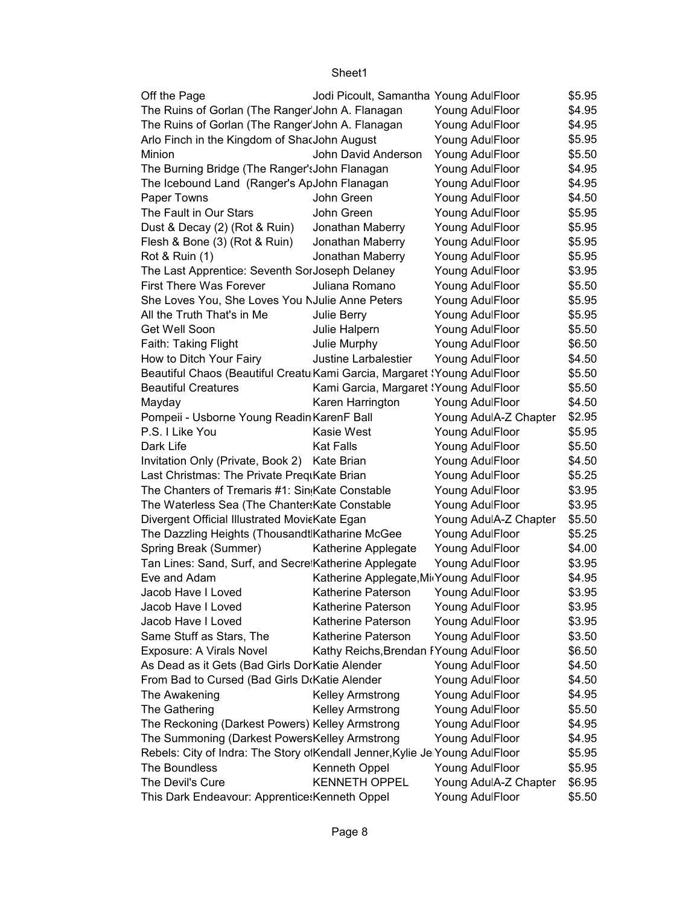| | | | | |
|---|---|---|---|---|
| Off the Page | Jodi Picoult, Samantha | Young Adul | Floor | $5.95 |
| The Ruins of Gorlan (The Ranger' | John A. Flanagan | Young Adul | Floor | $4.95 |
| The Ruins of Gorlan (The Ranger' | John A. Flanagan | Young Adul | Floor | $4.95 |
| Arlo Finch in the Kingdom of Shac | John August | Young Adul | Floor | $5.95 |
| Minion | John David Anderson | Young Adul | Floor | $5.50 |
| The Burning Bridge (The Ranger's | John Flanagan | Young Adul | Floor | $4.95 |
| The Icebound Land (Ranger's Ap | John Flanagan | Young Adul | Floor | $4.95 |
| Paper Towns | John Green | Young Adul | Floor | $4.50 |
| The Fault in Our Stars | John Green | Young Adul | Floor | $5.95 |
| Dust & Decay (2) (Rot & Ruin) | Jonathan Maberry | Young Adul | Floor | $5.95 |
| Flesh & Bone (3) (Rot & Ruin) | Jonathan Maberry | Young Adul | Floor | $5.95 |
| Rot & Ruin (1) | Jonathan Maberry | Young Adul | Floor | $5.95 |
| The Last Apprentice: Seventh Sor | Joseph Delaney | Young Adul | Floor | $3.95 |
| First There Was Forever | Juliana Romano | Young Adul | Floor | $5.50 |
| She Loves You, She Loves You N | Julie Anne Peters | Young Adul | Floor | $5.95 |
| All the Truth That's in Me | Julie Berry | Young Adul | Floor | $5.95 |
| Get Well Soon | Julie Halpern | Young Adul | Floor | $5.50 |
| Faith: Taking Flight | Julie Murphy | Young Adul | Floor | $6.50 |
| How to Ditch Your Fairy | Justine Larbalestier | Young Adul | Floor | $4.50 |
| Beautiful Chaos (Beautiful Creatu | Kami Garcia, Margaret S | Young Adul | Floor | $5.50 |
| Beautiful Creatures | Kami Garcia, Margaret S | Young Adul | Floor | $5.50 |
| Mayday | Karen Harrington | Young Adul | Floor | $4.50 |
| Pompeii - Usborne Young Readin | KarenF Ball | Young Adul | A-Z Chapter | $2.95 |
| P.S. I Like You | Kasie West | Young Adul | Floor | $5.95 |
| Dark Life | Kat Falls | Young Adul | Floor | $5.50 |
| Invitation Only (Private, Book 2) | Kate Brian | Young Adul | Floor | $4.50 |
| Last Christmas: The Private Preq | Kate Brian | Young Adul | Floor | $5.25 |
| The Chanters of Tremaris #1: Sin | Kate Constable | Young Adul | Floor | $3.95 |
| The Waterless Sea (The Chanters | Kate Constable | Young Adul | Floor | $3.95 |
| Divergent Official Illustrated Movie | Kate Egan | Young Adul | A-Z Chapter | $5.50 |
| The Dazzling Heights (Thousandt | Katharine McGee | Young Adul | Floor | $5.25 |
| Spring Break (Summer) | Katherine Applegate | Young Adul | Floor | $4.00 |
| Tan Lines: Sand, Surf, and Secret | Katherine Applegate | Young Adul | Floor | $3.95 |
| Eve and Adam | Katherine Applegate,Mi | Young Adul | Floor | $4.95 |
| Jacob Have I Loved | Katherine Paterson | Young Adul | Floor | $3.95 |
| Jacob Have I Loved | Katherine Paterson | Young Adul | Floor | $3.95 |
| Jacob Have I Loved | Katherine Paterson | Young Adul | Floor | $3.95 |
| Same Stuff as Stars, The | Katherine Paterson | Young Adul | Floor | $3.50 |
| Exposure: A Virals Novel | Kathy Reichs,Brendan R | Young Adul | Floor | $6.50 |
| As Dead as it Gets (Bad Girls Dor | Katie Alender | Young Adul | Floor | $4.50 |
| From Bad to Cursed (Bad Girls D | Katie Alender | Young Adul | Floor | $4.50 |
| The Awakening | Kelley Armstrong | Young Adul | Floor | $4.95 |
| The Gathering | Kelley Armstrong | Young Adul | Floor | $5.50 |
| The Reckoning (Darkest Powers) | Kelley Armstrong | Young Adul | Floor | $4.95 |
| The Summoning (Darkest Powers | Kelley Armstrong | Young Adul | Floor | $4.95 |
| Rebels: City of Indra: The Story o | Kendall Jenner,Kylie Je | Young Adul | Floor | $5.95 |
| The Boundless | Kenneth Oppel | Young Adul | Floor | $5.95 |
| The Devil's Cure | KENNETH OPPEL | Young Adul | A-Z Chapter | $6.95 |
| This Dark Endeavour: Apprentice | Kenneth Oppel | Young Adul | Floor | $5.50 |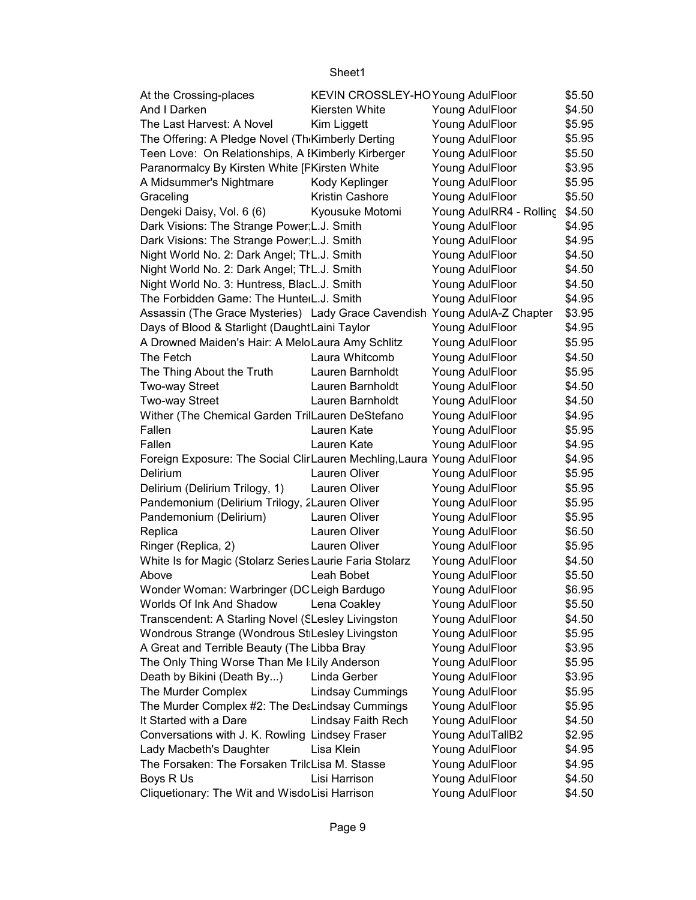| | | | | |
|---|---|---|---|---|
| At the Crossing-places | KEVIN CROSSLEY-HO | Young Adul | Floor | $5.50 |
| And I Darken | Kiersten White | Young Adul | Floor | $4.50 |
| The Last Harvest: A Novel | Kim Liggett | Young Adul | Floor | $5.95 |
| The Offering: A Pledge Novel (Th | Kimberly Derting | Young Adul | Floor | $5.95 |
| Teen Love: On Relationships, A E | Kimberly Kirberger | Young Adul | Floor | $5.50 |
| Paranormalcy By Kirsten White [F | Kirsten White | Young Adul | Floor | $3.95 |
| A Midsummer's Nightmare | Kody Keplinger | Young Adul | Floor | $5.95 |
| Graceling | Kristin Cashore | Young Adul | Floor | $5.50 |
| Dengeki Daisy, Vol. 6 (6) | Kyousuke Motomi | Young Adul | RR4 - Rolling | $4.50 |
| Dark Visions: The Strange Power; | L.J. Smith | Young Adul | Floor | $4.95 |
| Dark Visions: The Strange Power; | L.J. Smith | Young Adul | Floor | $4.95 |
| Night World No. 2: Dark Angel; Th | L.J. Smith | Young Adul | Floor | $4.50 |
| Night World No. 2: Dark Angel; Th | L.J. Smith | Young Adul | Floor | $4.50 |
| Night World No. 3: Huntress, Blac | L.J. Smith | Young Adul | Floor | $4.50 |
| The Forbidden Game: The Hunter | L.J. Smith | Young Adul | Floor | $4.95 |
| Assassin (The Grace Mysteries) | Lady Grace Cavendish | Young Adul | A-Z Chapter | $3.95 |
| Days of Blood & Starlight (Daught | Laini Taylor | Young Adul | Floor | $4.95 |
| A Drowned Maiden's Hair: A Melo | Laura Amy Schlitz | Young Adul | Floor | $5.95 |
| The Fetch | Laura Whitcomb | Young Adul | Floor | $4.50 |
| The Thing About the Truth | Lauren Barnholdt | Young Adul | Floor | $5.95 |
| Two-way Street | Lauren Barnholdt | Young Adul | Floor | $4.50 |
| Two-way Street | Lauren Barnholdt | Young Adul | Floor | $4.50 |
| Wither (The Chemical Garden Tril | Lauren DeStefano | Young Adul | Floor | $4.95 |
| Fallen | Lauren Kate | Young Adul | Floor | $5.95 |
| Fallen | Lauren Kate | Young Adul | Floor | $4.95 |
| Foreign Exposure: The Social Clir | Lauren Mechling,Laura | Young Adul | Floor | $4.95 |
| Delirium | Lauren Oliver | Young Adul | Floor | $5.95 |
| Delirium (Delirium Trilogy, 1) | Lauren Oliver | Young Adul | Floor | $5.95 |
| Pandemonium (Delirium Trilogy, 2 | Lauren Oliver | Young Adul | Floor | $5.95 |
| Pandemonium (Delirium) | Lauren Oliver | Young Adul | Floor | $5.95 |
| Replica | Lauren Oliver | Young Adul | Floor | $6.50 |
| Ringer (Replica, 2) | Lauren Oliver | Young Adul | Floor | $5.95 |
| White Is for Magic (Stolarz Series | Laurie Faria Stolarz | Young Adul | Floor | $4.50 |
| Above | Leah Bobet | Young Adul | Floor | $5.50 |
| Wonder Woman: Warbringer (DC | Leigh Bardugo | Young Adul | Floor | $6.95 |
| Worlds Of Ink And Shadow | Lena Coakley | Young Adul | Floor | $5.50 |
| Transcendent: A Starling Novel (S | Lesley Livingston | Young Adul | Floor | $4.50 |
| Wondrous Strange (Wondrous Str | Lesley Livingston | Young Adul | Floor | $5.95 |
| A Great and Terrible Beauty (The | Libba Bray | Young Adul | Floor | $3.95 |
| The Only Thing Worse Than Me I | Lily Anderson | Young Adul | Floor | $5.95 |
| Death by Bikini (Death By...) | Linda Gerber | Young Adul | Floor | $3.95 |
| The Murder Complex | Lindsay Cummings | Young Adul | Floor | $5.95 |
| The Murder Complex #2: The Dea | Lindsay Cummings | Young Adul | Floor | $5.95 |
| It Started with a Dare | Lindsay Faith Rech | Young Adul | Floor | $4.50 |
| Conversations with J. K. Rowling | Lindsey Fraser | Young Adul | TallB2 | $2.95 |
| Lady Macbeth's Daughter | Lisa Klein | Young Adul | Floor | $4.95 |
| The Forsaken: The Forsaken Trilo | Lisa M. Stasse | Young Adul | Floor | $4.95 |
| Boys R Us | Lisi Harrison | Young Adul | Floor | $4.50 |
| Cliquetionary: The Wit and Wisdo | Lisi Harrison | Young Adul | Floor | $4.50 |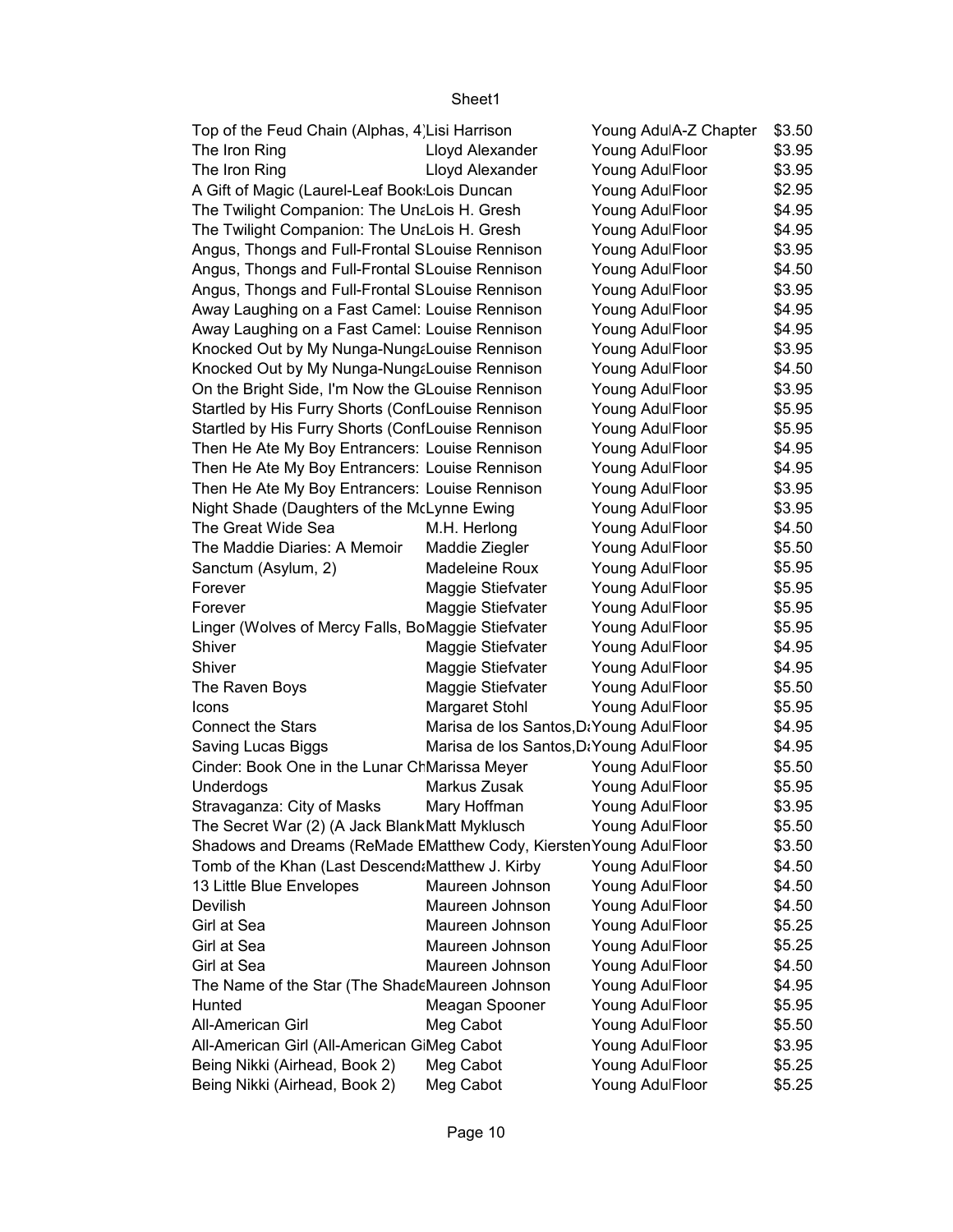| | | | | |
|---|---|---|---|---|
| Top of the Feud Chain (Alphas, 4) | Lisi Harrison | Young Adul | A-Z Chapter | $3.50 |
| The Iron Ring | Lloyd Alexander | Young Adul | Floor | $3.95 |
| The Iron Ring | Lloyd Alexander | Young Adul | Floor | $3.95 |
| A Gift of Magic (Laurel-Leaf Book | Lois Duncan | Young Adul | Floor | $2.95 |
| The Twilight Companion: The Una | Lois H. Gresh | Young Adul | Floor | $4.95 |
| The Twilight Companion: The Una | Lois H. Gresh | Young Adul | Floor | $4.95 |
| Angus, Thongs and Full-Frontal S | Louise Rennison | Young Adul | Floor | $3.95 |
| Angus, Thongs and Full-Frontal S | Louise Rennison | Young Adul | Floor | $4.50 |
| Angus, Thongs and Full-Frontal S | Louise Rennison | Young Adul | Floor | $3.95 |
| Away Laughing on a Fast Camel: | Louise Rennison | Young Adul | Floor | $4.95 |
| Away Laughing on a Fast Camel: | Louise Rennison | Young Adul | Floor | $4.95 |
| Knocked Out by My Nunga-Nunga | Louise Rennison | Young Adul | Floor | $3.95 |
| Knocked Out by My Nunga-Nunga | Louise Rennison | Young Adul | Floor | $4.50 |
| On the Bright Side, I'm Now the G | Louise Rennison | Young Adul | Floor | $3.95 |
| Startled by His Furry Shorts (Conf | Louise Rennison | Young Adul | Floor | $5.95 |
| Startled by His Furry Shorts (Conf | Louise Rennison | Young Adul | Floor | $5.95 |
| Then He Ate My Boy Entrancers: | Louise Rennison | Young Adul | Floor | $4.95 |
| Then He Ate My Boy Entrancers: | Louise Rennison | Young Adul | Floor | $4.95 |
| Then He Ate My Boy Entrancers: | Louise Rennison | Young Adul | Floor | $3.95 |
| Night Shade (Daughters of the Mc | Lynne Ewing | Young Adul | Floor | $3.95 |
| The Great Wide Sea | M.H. Herlong | Young Adul | Floor | $4.50 |
| The Maddie Diaries: A Memoir | Maddie Ziegler | Young Adul | Floor | $5.50 |
| Sanctum (Asylum, 2) | Madeleine Roux | Young Adul | Floor | $5.95 |
| Forever | Maggie Stiefvater | Young Adul | Floor | $5.95 |
| Forever | Maggie Stiefvater | Young Adul | Floor | $5.95 |
| Linger (Wolves of Mercy Falls, Bo | Maggie Stiefvater | Young Adul | Floor | $5.95 |
| Shiver | Maggie Stiefvater | Young Adul | Floor | $4.95 |
| Shiver | Maggie Stiefvater | Young Adul | Floor | $4.95 |
| The Raven Boys | Maggie Stiefvater | Young Adul | Floor | $5.50 |
| Icons | Margaret Stohl | Young Adul | Floor | $5.95 |
| Connect the Stars | Marisa de los Santos, Da | Young Adul | Floor | $4.95 |
| Saving Lucas Biggs | Marisa de los Santos, Da | Young Adul | Floor | $4.95 |
| Cinder: Book One in the Lunar Ch | Marissa Meyer | Young Adul | Floor | $5.50 |
| Underdogs | Markus Zusak | Young Adul | Floor | $5.95 |
| Stravaganza: City of Masks | Mary Hoffman | Young Adul | Floor | $3.95 |
| The Secret War (2) (A Jack Blank | Matt Myklusch | Young Adul | Floor | $5.50 |
| Shadows and Dreams (ReMade E | Matthew Cody, Kiersten | Young Adul | Floor | $3.50 |
| Tomb of the Khan (Last Descenda | Matthew J. Kirby | Young Adul | Floor | $4.50 |
| 13 Little Blue Envelopes | Maureen Johnson | Young Adul | Floor | $4.50 |
| Devilish | Maureen Johnson | Young Adul | Floor | $4.50 |
| Girl at Sea | Maureen Johnson | Young Adul | Floor | $5.25 |
| Girl at Sea | Maureen Johnson | Young Adul | Floor | $5.25 |
| Girl at Sea | Maureen Johnson | Young Adul | Floor | $4.50 |
| The Name of the Star (The Shade | Maureen Johnson | Young Adul | Floor | $4.95 |
| Hunted | Meagan Spooner | Young Adul | Floor | $5.95 |
| All-American Girl | Meg Cabot | Young Adul | Floor | $5.50 |
| All-American Girl (All-American Gi | Meg Cabot | Young Adul | Floor | $3.95 |
| Being Nikki (Airhead, Book 2) | Meg Cabot | Young Adul | Floor | $5.25 |
| Being Nikki (Airhead, Book 2) | Meg Cabot | Young Adul | Floor | $5.25 |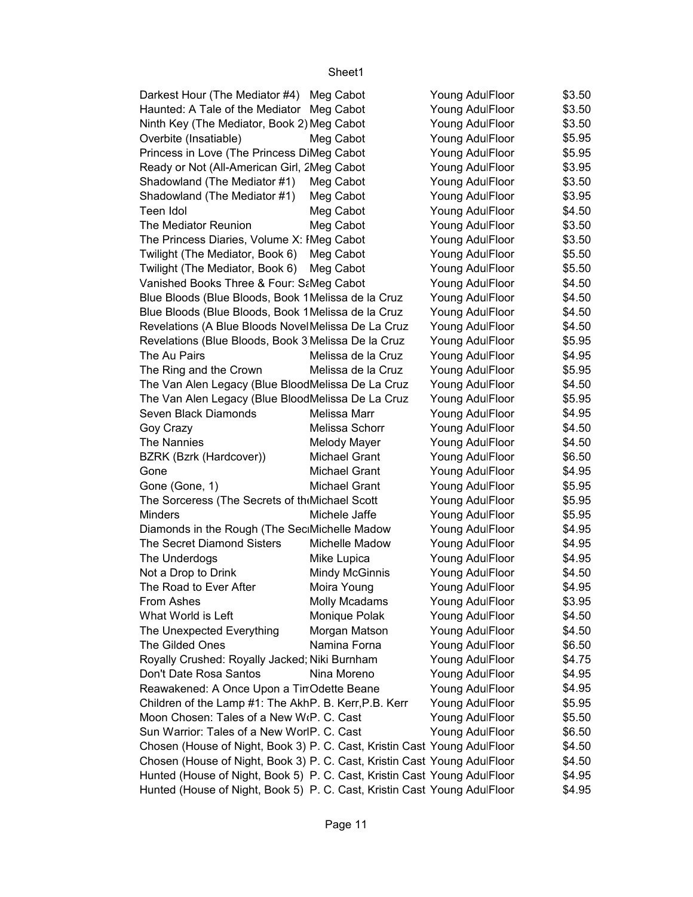| | | | | |
|---|---|---|---|---|
| Darkest Hour (The Mediator #4) | Meg Cabot | Young Adul | Floor | $3.50 |
| Haunted: A Tale of the Mediator | Meg Cabot | Young Adul | Floor | $3.50 |
| Ninth Key (The Mediator, Book 2) | Meg Cabot | Young Adul | Floor | $3.50 |
| Overbite (Insatiable) | Meg Cabot | Young Adul | Floor | $5.95 |
| Princess in Love (The Princess Di | Meg Cabot | Young Adul | Floor | $5.95 |
| Ready or Not (All-American Girl, 2 | Meg Cabot | Young Adul | Floor | $3.95 |
| Shadowland (The Mediator #1) | Meg Cabot | Young Adul | Floor | $3.50 |
| Shadowland (The Mediator #1) | Meg Cabot | Young Adul | Floor | $3.95 |
| Teen Idol | Meg Cabot | Young Adul | Floor | $4.50 |
| The Mediator Reunion | Meg Cabot | Young Adul | Floor | $3.50 |
| The Princess Diaries, Volume X: I | Meg Cabot | Young Adul | Floor | $3.50 |
| Twilight (The Mediator, Book 6) | Meg Cabot | Young Adul | Floor | $5.50 |
| Twilight (The Mediator, Book 6) | Meg Cabot | Young Adul | Floor | $5.50 |
| Vanished Books Three & Four: Sa | Meg Cabot | Young Adul | Floor | $4.50 |
| Blue Bloods (Blue Bloods, Book 1 | Melissa de la Cruz | Young Adul | Floor | $4.50 |
| Blue Bloods (Blue Bloods, Book 1 | Melissa de la Cruz | Young Adul | Floor | $4.50 |
| Revelations (A Blue Bloods Novel | Melissa De La Cruz | Young Adul | Floor | $4.50 |
| Revelations (Blue Bloods, Book 3 | Melissa De la Cruz | Young Adul | Floor | $5.95 |
| The Au Pairs | Melissa de la Cruz | Young Adul | Floor | $4.95 |
| The Ring and the Crown | Melissa de la Cruz | Young Adul | Floor | $5.95 |
| The Van Alen Legacy (Blue Blood | Melissa De La Cruz | Young Adul | Floor | $4.50 |
| The Van Alen Legacy (Blue Blood | Melissa De La Cruz | Young Adul | Floor | $5.95 |
| Seven Black Diamonds | Melissa Marr | Young Adul | Floor | $4.95 |
| Goy Crazy | Melissa Schorr | Young Adul | Floor | $4.50 |
| The Nannies | Melody Mayer | Young Adul | Floor | $4.50 |
| BZRK (Bzrk (Hardcover)) | Michael Grant | Young Adul | Floor | $6.50 |
| Gone | Michael Grant | Young Adul | Floor | $4.95 |
| Gone (Gone, 1) | Michael Grant | Young Adul | Floor | $5.95 |
| The Sorceress (The Secrets of th | Michael Scott | Young Adul | Floor | $5.95 |
| Minders | Michele Jaffe | Young Adul | Floor | $5.95 |
| Diamonds in the Rough (The Sec | Michelle Madow | Young Adul | Floor | $4.95 |
| The Secret Diamond Sisters | Michelle Madow | Young Adul | Floor | $4.95 |
| The Underdogs | Mike Lupica | Young Adul | Floor | $4.95 |
| Not a Drop to Drink | Mindy McGinnis | Young Adul | Floor | $4.50 |
| The Road to Ever After | Moira Young | Young Adul | Floor | $4.95 |
| From Ashes | Molly Mcadams | Young Adul | Floor | $3.95 |
| What World is Left | Monique Polak | Young Adul | Floor | $4.50 |
| The Unexpected Everything | Morgan Matson | Young Adul | Floor | $4.50 |
| The Gilded Ones | Namina Forna | Young Adul | Floor | $6.50 |
| Royally Crushed: Royally Jacked; | Niki Burnham | Young Adul | Floor | $4.75 |
| Don't Date Rosa Santos | Nina Moreno | Young Adul | Floor | $4.95 |
| Reawakened: A Once Upon a Tim | Odette Beane | Young Adul | Floor | $4.95 |
| Children of the Lamp #1: The Akh | P. B. Kerr,P.B. Kerr | Young Adul | Floor | $5.95 |
| Moon Chosen: Tales of a New W | P. C. Cast | Young Adul | Floor | $5.50 |
| Sun Warrior: Tales of a New Worl | P. C. Cast | Young Adul | Floor | $6.50 |
| Chosen (House of Night, Book 3) | P. C. Cast, Kristin Cast | Young Adul | Floor | $4.50 |
| Chosen (House of Night, Book 3) | P. C. Cast, Kristin Cast | Young Adul | Floor | $4.50 |
| Hunted (House of Night, Book 5) | P. C. Cast, Kristin Cast | Young Adul | Floor | $4.95 |
| Hunted (House of Night, Book 5) | P. C. Cast, Kristin Cast | Young Adul | Floor | $4.95 |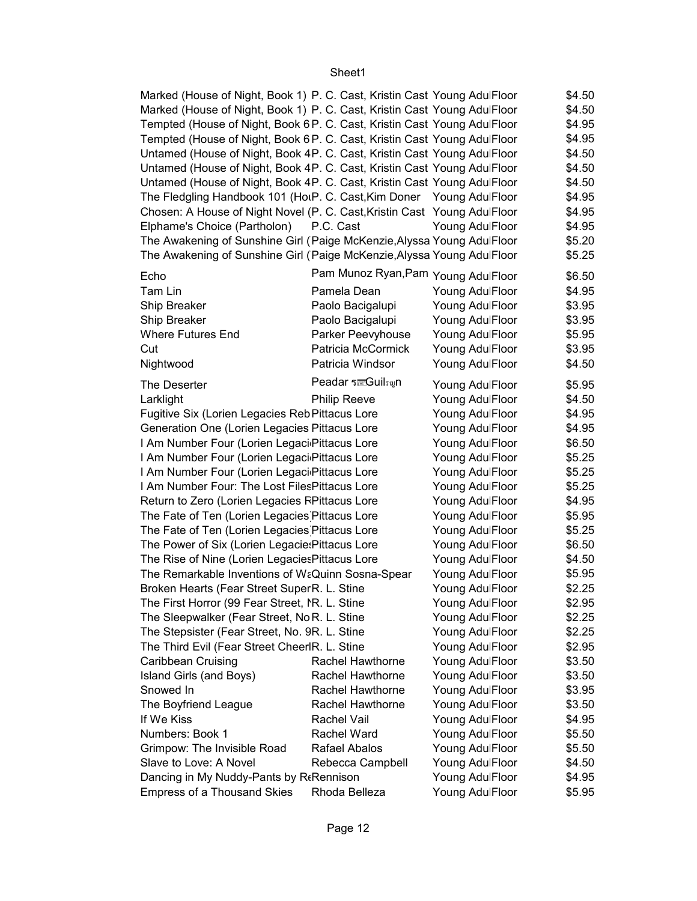| | | | | |
|---|---|---|---|---|
| Marked (House of Night, Book 1) | P. C. Cast, Kristin Cast | Young Adul | Floor | $4.50 |
| Marked (House of Night, Book 1) | P. C. Cast, Kristin Cast | Young Adul | Floor | $4.50 |
| Tempted (House of Night, Book 6 | P. C. Cast, Kristin Cast | Young Adul | Floor | $4.95 |
| Tempted (House of Night, Book 6 | P. C. Cast, Kristin Cast | Young Adul | Floor | $4.95 |
| Untamed (House of Night, Book 4 | P. C. Cast, Kristin Cast | Young Adul | Floor | $4.50 |
| Untamed (House of Night, Book 4 | P. C. Cast, Kristin Cast | Young Adul | Floor | $4.50 |
| Untamed (House of Night, Book 4 | P. C. Cast, Kristin Cast | Young Adul | Floor | $4.50 |
| The Fledgling Handbook 101 (Ho | P. C. Cast,Kim Doner | Young Adul | Floor | $4.95 |
| Chosen: A House of Night Novel ( | P. C. Cast,Kristin Cast | Young Adul | Floor | $4.95 |
| Elphame's Choice (Partholon) | P.C. Cast | Young Adul | Floor | $4.95 |
| The Awakening of Sunshine Girl ( | Paige McKenzie,Alyssa | Young Adul | Floor | $5.20 |
| The Awakening of Sunshine Girl ( | Paige McKenzie,Alyssa | Young Adul | Floor | $5.25 |
| Echo | Pam Munoz Ryan,Pam | Young Adul | Floor | $6.50 |
| Tam Lin | Pamela Dean | Young Adul | Floor | $4.95 |
| Ship Breaker | Paolo Bacigalupi | Young Adul | Floor | $3.95 |
| Ship Breaker | Paolo Bacigalupi | Young Adul | Floor | $3.95 |
| Where Futures End | Parker Peevyhouse | Young Adul | Floor | $5.95 |
| Cut | Patricia McCormick | Young Adul | Floor | $3.95 |
| Nightwood | Patricia Windsor | Young Adul | Floor | $4.50 |
| The Deserter | Peadar รGuilรฎn | Young Adul | Floor | $5.95 |
| Larklight | Philip Reeve | Young Adul | Floor | $4.50 |
| Fugitive Six (Lorien Legacies Reb | Pittacus Lore | Young Adul | Floor | $4.95 |
| Generation One (Lorien Legacies | Pittacus Lore | Young Adul | Floor | $4.95 |
| I Am Number Four (Lorien Legaci | Pittacus Lore | Young Adul | Floor | $6.50 |
| I Am Number Four (Lorien Legaci | Pittacus Lore | Young Adul | Floor | $5.25 |
| I Am Number Four (Lorien Legaci | Pittacus Lore | Young Adul | Floor | $5.25 |
| I Am Number Four: The Lost Files | Pittacus Lore | Young Adul | Floor | $5.25 |
| Return to Zero (Lorien Legacies R | Pittacus Lore | Young Adul | Floor | $4.95 |
| The Fate of Ten (Lorien Legacies | Pittacus Lore | Young Adul | Floor | $5.95 |
| The Fate of Ten (Lorien Legacies | Pittacus Lore | Young Adul | Floor | $5.25 |
| The Power of Six (Lorien Legacies | Pittacus Lore | Young Adul | Floor | $6.50 |
| The Rise of Nine (Lorien Legacies | Pittacus Lore | Young Adul | Floor | $4.50 |
| The Remarkable Inventions of Wa | Quinn Sosna-Spear | Young Adul | Floor | $5.95 |
| Broken Hearts (Fear Street Super | R. L. Stine | Young Adul | Floor | $2.25 |
| The First Horror (99 Fear Street, N | R. L. Stine | Young Adul | Floor | $2.95 |
| The Sleepwalker (Fear Street, No | R. L. Stine | Young Adul | Floor | $2.25 |
| The Stepsister (Fear Street, No. 9 | R. L. Stine | Young Adul | Floor | $2.25 |
| The Third Evil (Fear Street Cheerl | R. L. Stine | Young Adul | Floor | $2.95 |
| Caribbean Cruising | Rachel Hawthorne | Young Adul | Floor | $3.50 |
| Island Girls (and Boys) | Rachel Hawthorne | Young Adul | Floor | $3.50 |
| Snowed In | Rachel Hawthorne | Young Adul | Floor | $3.95 |
| The Boyfriend League | Rachel Hawthorne | Young Adul | Floor | $3.50 |
| If We Kiss | Rachel Vail | Young Adul | Floor | $4.95 |
| Numbers: Book 1 | Rachel Ward | Young Adul | Floor | $5.50 |
| Grimpow: The Invisible Road | Rafael Abalos | Young Adul | Floor | $5.50 |
| Slave to Love: A Novel | Rebecca Campbell | Young Adul | Floor | $4.50 |
| Dancing in My Nuddy-Pants by Re | Rennison | Young Adul | Floor | $4.95 |
| Empress of a Thousand Skies | Rhoda Belleza | Young Adul | Floor | $5.95 |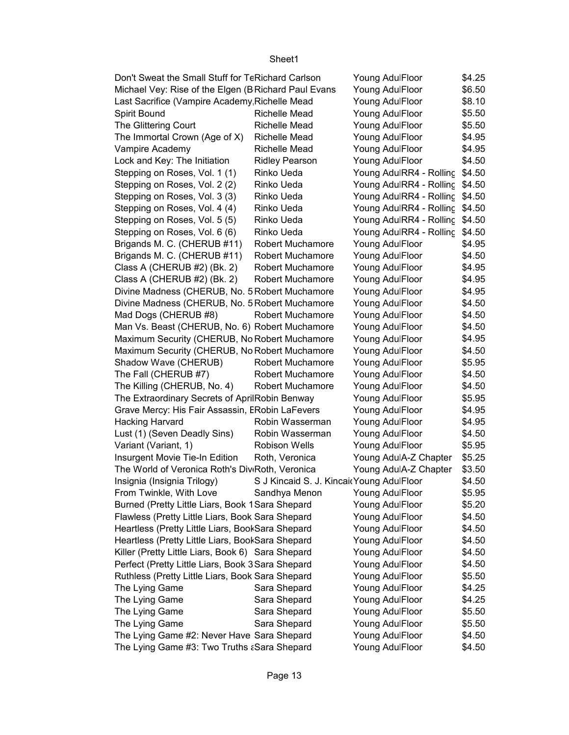| | | | | |
|---|---|---|---|---|
| Don't Sweat the Small Stuff for Te | Richard Carlson | Young Adul | Floor | $4.25 |
| Michael Vey: Rise of the Elgen (B | Richard Paul Evans | Young Adul | Floor | $6.50 |
| Last Sacrifice (Vampire Academy, | Richelle Mead | Young Adul | Floor | $8.10 |
| Spirit Bound | Richelle Mead | Young Adul | Floor | $5.50 |
| The Glittering Court | Richelle Mead | Young Adul | Floor | $5.50 |
| The Immortal Crown (Age of X) | Richelle Mead | Young Adul | Floor | $4.95 |
| Vampire Academy | Richelle Mead | Young Adul | Floor | $4.95 |
| Lock and Key: The Initiation | Ridley Pearson | Young Adul | Floor | $4.50 |
| Stepping on Roses, Vol. 1 (1) | Rinko Ueda | Young Adul | RR4 - Rolling | $4.50 |
| Stepping on Roses, Vol. 2 (2) | Rinko Ueda | Young Adul | RR4 - Rolling | $4.50 |
| Stepping on Roses, Vol. 3 (3) | Rinko Ueda | Young Adul | RR4 - Rolling | $4.50 |
| Stepping on Roses, Vol. 4 (4) | Rinko Ueda | Young Adul | RR4 - Rolling | $4.50 |
| Stepping on Roses, Vol. 5 (5) | Rinko Ueda | Young Adul | RR4 - Rolling | $4.50 |
| Stepping on Roses, Vol. 6 (6) | Rinko Ueda | Young Adul | RR4 - Rolling | $4.50 |
| Brigands M. C. (CHERUB #11) | Robert Muchamore | Young Adul | Floor | $4.95 |
| Brigands M. C. (CHERUB #11) | Robert Muchamore | Young Adul | Floor | $4.50 |
| Class A (CHERUB #2) (Bk. 2) | Robert Muchamore | Young Adul | Floor | $4.95 |
| Class A (CHERUB #2) (Bk. 2) | Robert Muchamore | Young Adul | Floor | $4.95 |
| Divine Madness (CHERUB, No. 5 | Robert Muchamore | Young Adul | Floor | $4.95 |
| Divine Madness (CHERUB, No. 5 | Robert Muchamore | Young Adul | Floor | $4.50 |
| Mad Dogs (CHERUB #8) | Robert Muchamore | Young Adul | Floor | $4.50 |
| Man Vs. Beast (CHERUB, No. 6) | Robert Muchamore | Young Adul | Floor | $4.50 |
| Maximum Security (CHERUB, No | Robert Muchamore | Young Adul | Floor | $4.95 |
| Maximum Security (CHERUB, No | Robert Muchamore | Young Adul | Floor | $4.50 |
| Shadow Wave (CHERUB) | Robert Muchamore | Young Adul | Floor | $5.95 |
| The Fall (CHERUB #7) | Robert Muchamore | Young Adul | Floor | $4.50 |
| The Killing (CHERUB, No. 4) | Robert Muchamore | Young Adul | Floor | $4.50 |
| The Extraordinary Secrets of April | Robin Benway | Young Adul | Floor | $5.95 |
| Grave Mercy: His Fair Assassin, E | Robin LaFevers | Young Adul | Floor | $4.95 |
| Hacking Harvard | Robin Wasserman | Young Adul | Floor | $4.95 |
| Lust (1) (Seven Deadly Sins) | Robin Wasserman | Young Adul | Floor | $4.50 |
| Variant (Variant, 1) | Robison Wells | Young Adul | Floor | $5.95 |
| Insurgent Movie Tie-In Edition | Roth, Veronica | Young Adul | A-Z Chapter | $5.25 |
| The World of Veronica Roth's Div | Roth, Veronica | Young Adul | A-Z Chapter | $3.50 |
| Insignia (Insignia Trilogy) | S J Kincaid S. J. Kincaid | Young Adul | Floor | $4.50 |
| From Twinkle, With Love | Sandhya Menon | Young Adul | Floor | $5.95 |
| Burned (Pretty Little Liars, Book 1 | Sara Shepard | Young Adul | Floor | $5.20 |
| Flawless (Pretty Little Liars, Book | Sara Shepard | Young Adul | Floor | $4.50 |
| Heartless (Pretty Little Liars, Book | Sara Shepard | Young Adul | Floor | $4.50 |
| Heartless (Pretty Little Liars, Book | Sara Shepard | Young Adul | Floor | $4.50 |
| Killer (Pretty Little Liars, Book 6) | Sara Shepard | Young Adul | Floor | $4.50 |
| Perfect (Pretty Little Liars, Book 3 | Sara Shepard | Young Adul | Floor | $4.50 |
| Ruthless (Pretty Little Liars, Book | Sara Shepard | Young Adul | Floor | $5.50 |
| The Lying Game | Sara Shepard | Young Adul | Floor | $4.25 |
| The Lying Game | Sara Shepard | Young Adul | Floor | $4.25 |
| The Lying Game | Sara Shepard | Young Adul | Floor | $5.50 |
| The Lying Game | Sara Shepard | Young Adul | Floor | $5.50 |
| The Lying Game #2: Never Have | Sara Shepard | Young Adul | Floor | $4.50 |
| The Lying Game #3: Two Truths a | Sara Shepard | Young Adul | Floor | $4.50 |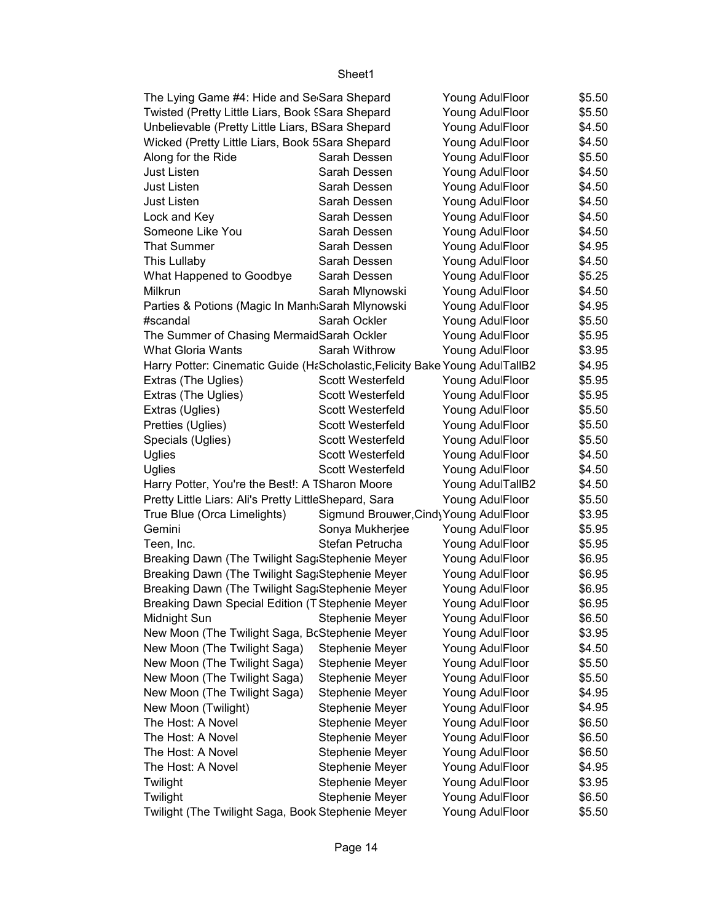| | | | | |
|---|---|---|---|---|
| The Lying Game #4: Hide and Se | Sara Shepard | Young Adu | Floor | $5.50 |
| Twisted (Pretty Little Liars, Book 9 | Sara Shepard | Young Adu | Floor | $5.50 |
| Unbelievable (Pretty Little Liars, B | Sara Shepard | Young Adu | Floor | $4.50 |
| Wicked (Pretty Little Liars, Book 5 | Sara Shepard | Young Adu | Floor | $4.50 |
| Along for the Ride | Sarah Dessen | Young Adu | Floor | $5.50 |
| Just Listen | Sarah Dessen | Young Adu | Floor | $4.50 |
| Just Listen | Sarah Dessen | Young Adu | Floor | $4.50 |
| Just Listen | Sarah Dessen | Young Adu | Floor | $4.50 |
| Lock and Key | Sarah Dessen | Young Adu | Floor | $4.50 |
| Someone Like You | Sarah Dessen | Young Adu | Floor | $4.50 |
| That Summer | Sarah Dessen | Young Adu | Floor | $4.95 |
| This Lullaby | Sarah Dessen | Young Adu | Floor | $4.50 |
| What Happened to Goodbye | Sarah Dessen | Young Adu | Floor | $5.25 |
| Milkrun | Sarah Mlynowski | Young Adu | Floor | $4.50 |
| Parties & Potions (Magic In Manh | Sarah Mlynowski | Young Adu | Floor | $4.95 |
| #scandal | Sarah Ockler | Young Adu | Floor | $5.50 |
| The Summer of Chasing Mermaid | Sarah Ockler | Young Adu | Floor | $5.95 |
| What Gloria Wants | Sarah Withrow | Young Adu | Floor | $3.95 |
| Harry Potter: Cinematic Guide (Ha | Scholastic,Felicity Bake | Young Adu | TallB2 | $4.95 |
| Extras (The Uglies) | Scott Westerfeld | Young Adu | Floor | $5.95 |
| Extras (The Uglies) | Scott Westerfeld | Young Adu | Floor | $5.95 |
| Extras (Uglies) | Scott Westerfeld | Young Adu | Floor | $5.50 |
| Pretties (Uglies) | Scott Westerfeld | Young Adu | Floor | $5.50 |
| Specials (Uglies) | Scott Westerfeld | Young Adu | Floor | $5.50 |
| Uglies | Scott Westerfeld | Young Adu | Floor | $4.50 |
| Uglies | Scott Westerfeld | Young Adu | Floor | $4.50 |
| Harry Potter, You're the Best!: A T | Sharon Moore | Young Adu | TallB2 | $4.50 |
| Pretty Little Liars: Ali's Pretty Little | Shepard, Sara | Young Adu | Floor | $5.50 |
| True Blue (Orca Limelights) | Sigmund Brouwer,Cindy | Young Adu | Floor | $3.95 |
| Gemini | Sonya Mukherjee | Young Adu | Floor | $5.95 |
| Teen, Inc. | Stefan Petrucha | Young Adu | Floor | $5.95 |
| Breaking Dawn (The Twilight Saga | Stephenie Meyer | Young Adu | Floor | $6.95 |
| Breaking Dawn (The Twilight Saga | Stephenie Meyer | Young Adu | Floor | $6.95 |
| Breaking Dawn (The Twilight Saga | Stephenie Meyer | Young Adu | Floor | $6.95 |
| Breaking Dawn Special Edition (T | Stephenie Meyer | Young Adu | Floor | $6.95 |
| Midnight Sun | Stephenie Meyer | Young Adu | Floor | $6.50 |
| New Moon (The Twilight Saga, Bc | Stephenie Meyer | Young Adu | Floor | $3.95 |
| New Moon (The Twilight Saga) | Stephenie Meyer | Young Adu | Floor | $4.50 |
| New Moon (The Twilight Saga) | Stephenie Meyer | Young Adu | Floor | $5.50 |
| New Moon (The Twilight Saga) | Stephenie Meyer | Young Adu | Floor | $5.50 |
| New Moon (The Twilight Saga) | Stephenie Meyer | Young Adu | Floor | $4.95 |
| New Moon (Twilight) | Stephenie Meyer | Young Adu | Floor | $4.95 |
| The Host: A Novel | Stephenie Meyer | Young Adu | Floor | $6.50 |
| The Host: A Novel | Stephenie Meyer | Young Adu | Floor | $6.50 |
| The Host: A Novel | Stephenie Meyer | Young Adu | Floor | $6.50 |
| The Host: A Novel | Stephenie Meyer | Young Adu | Floor | $4.95 |
| Twilight | Stephenie Meyer | Young Adu | Floor | $3.95 |
| Twilight | Stephenie Meyer | Young Adu | Floor | $6.50 |
| Twilight (The Twilight Saga, Book | Stephenie Meyer | Young Adu | Floor | $5.50 |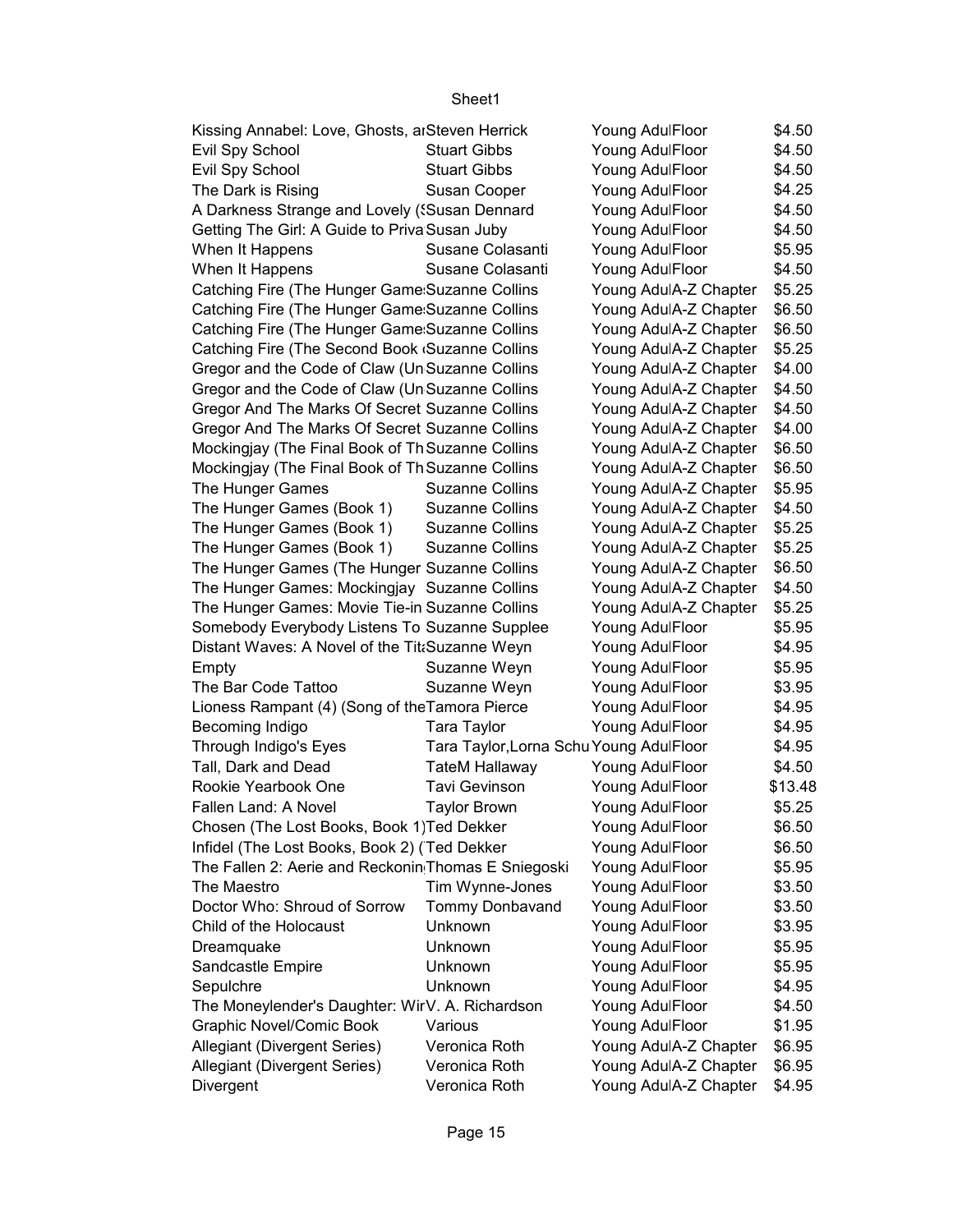| | | | | |
|---|---|---|---|---|
| Kissing Annabel: Love, Ghosts, ar | Steven Herrick | Young Adul | Floor | $4.50 |
| Evil Spy School | Stuart Gibbs | Young Adul | Floor | $4.50 |
| Evil Spy School | Stuart Gibbs | Young Adul | Floor | $4.50 |
| The Dark is Rising | Susan Cooper | Young Adul | Floor | $4.25 |
| A Darkness Strange and Lovely (S | Susan Dennard | Young Adul | Floor | $4.50 |
| Getting The Girl: A Guide to Priva | Susan Juby | Young Adul | Floor | $4.50 |
| When It Happens | Susane Colasanti | Young Adul | Floor | $5.95 |
| When It Happens | Susane Colasanti | Young Adul | Floor | $4.50 |
| Catching Fire (The Hunger Game | Suzanne Collins | Young Adul | A-Z Chapter | $5.25 |
| Catching Fire (The Hunger Game | Suzanne Collins | Young Adul | A-Z Chapter | $6.50 |
| Catching Fire (The Hunger Game | Suzanne Collins | Young Adul | A-Z Chapter | $6.50 |
| Catching Fire (The Second Book ( | Suzanne Collins | Young Adul | A-Z Chapter | $5.25 |
| Gregor and the Code of Claw (Un | Suzanne Collins | Young Adul | A-Z Chapter | $4.00 |
| Gregor and the Code of Claw (Un | Suzanne Collins | Young Adul | A-Z Chapter | $4.50 |
| Gregor And The Marks Of Secret | Suzanne Collins | Young Adul | A-Z Chapter | $4.50 |
| Gregor And The Marks Of Secret | Suzanne Collins | Young Adul | A-Z Chapter | $4.00 |
| Mockingjay (The Final Book of Th | Suzanne Collins | Young Adul | A-Z Chapter | $6.50 |
| Mockingjay (The Final Book of Th | Suzanne Collins | Young Adul | A-Z Chapter | $6.50 |
| The Hunger Games | Suzanne Collins | Young Adul | A-Z Chapter | $5.95 |
| The Hunger Games (Book 1) | Suzanne Collins | Young Adul | A-Z Chapter | $4.50 |
| The Hunger Games (Book 1) | Suzanne Collins | Young Adul | A-Z Chapter | $5.25 |
| The Hunger Games (Book 1) | Suzanne Collins | Young Adul | A-Z Chapter | $5.25 |
| The Hunger Games (The Hunger | Suzanne Collins | Young Adul | A-Z Chapter | $6.50 |
| The Hunger Games: Mockingjay | Suzanne Collins | Young Adul | A-Z Chapter | $4.50 |
| The Hunger Games: Movie Tie-in | Suzanne Collins | Young Adul | A-Z Chapter | $5.25 |
| Somebody Everybody Listens To | Suzanne Supplee | Young Adul | Floor | $5.95 |
| Distant Waves: A Novel of the Tit | Suzanne Weyn | Young Adul | Floor | $4.95 |
| Empty | Suzanne Weyn | Young Adul | Floor | $5.95 |
| The Bar Code Tattoo | Suzanne Weyn | Young Adul | Floor | $3.95 |
| Lioness Rampant (4) (Song of the | Tamora Pierce | Young Adul | Floor | $4.95 |
| Becoming Indigo | Tara Taylor | Young Adul | Floor | $4.95 |
| Through Indigo's Eyes | Tara Taylor, Lorna Schu | Young Adul | Floor | $4.95 |
| Tall, Dark and Dead | TateM Hallaway | Young Adul | Floor | $4.50 |
| Rookie Yearbook One | Tavi Gevinson | Young Adul | Floor | $13.48 |
| Fallen Land: A Novel | Taylor Brown | Young Adul | Floor | $5.25 |
| Chosen (The Lost Books, Book 1) | Ted Dekker | Young Adul | Floor | $6.50 |
| Infidel (The Lost Books, Book 2) ( | Ted Dekker | Young Adul | Floor | $6.50 |
| The Fallen 2: Aerie and Reckonin | Thomas E Sniegoski | Young Adul | Floor | $5.95 |
| The Maestro | Tim Wynne-Jones | Young Adul | Floor | $3.50 |
| Doctor Who: Shroud of Sorrow | Tommy Donbavand | Young Adul | Floor | $3.50 |
| Child of the Holocaust | Unknown | Young Adul | Floor | $3.95 |
| Dreamquake | Unknown | Young Adul | Floor | $5.95 |
| Sandcastle Empire | Unknown | Young Adul | Floor | $5.95 |
| Sepulchre | Unknown | Young Adul | Floor | $4.95 |
| The Moneylender's Daughter: Wir | V. A. Richardson | Young Adul | Floor | $4.50 |
| Graphic Novel/Comic Book | Various | Young Adul | Floor | $1.95 |
| Allegiant (Divergent Series) | Veronica Roth | Young Adul | A-Z Chapter | $6.95 |
| Allegiant (Divergent Series) | Veronica Roth | Young Adul | A-Z Chapter | $6.95 |
| Divergent | Veronica Roth | Young Adul | A-Z Chapter | $4.95 |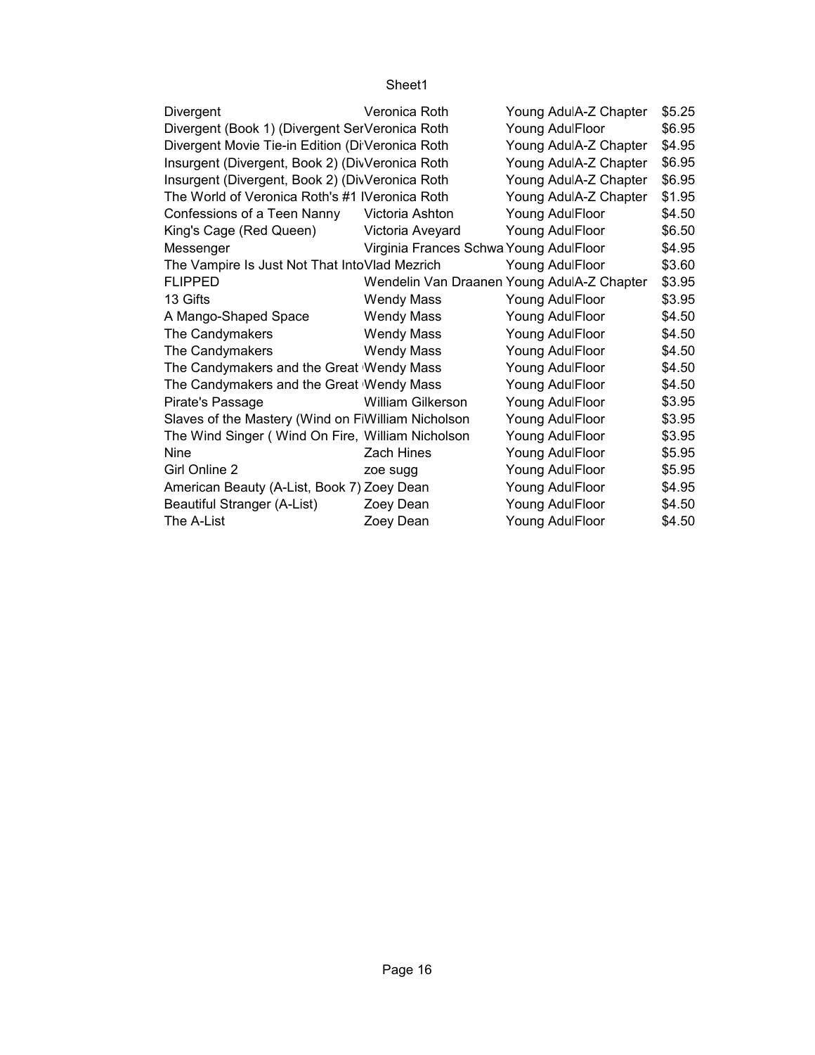| | | | | |
|---|---|---|---|---|
| Divergent | Veronica Roth | Young Adul | A-Z Chapter | $5.25 |
| Divergent (Book 1) (Divergent Ser | Veronica Roth | Young Adul | Floor | $6.95 |
| Divergent Movie Tie-in Edition (Di | Veronica Roth | Young Adul | A-Z Chapter | $4.95 |
| Insurgent (Divergent, Book 2) (Div | Veronica Roth | Young Adul | A-Z Chapter | $6.95 |
| Insurgent (Divergent, Book 2) (Div | Veronica Roth | Young Adul | A-Z Chapter | $6.95 |
| The World of Veronica Roth's #1 I | Veronica Roth | Young Adul | A-Z Chapter | $1.95 |
| Confessions of a Teen Nanny | Victoria Ashton | Young Adul | Floor | $4.50 |
| King's Cage (Red Queen) | Victoria Aveyard | Young Adul | Floor | $6.50 |
| Messenger | Virginia Frances Schwa | Young Adul | Floor | $4.95 |
| The Vampire Is Just Not That Into | Vlad Mezrich | Young Adul | Floor | $3.60 |
| FLIPPED | Wendelin Van Draanen | Young Adul | A-Z Chapter | $3.95 |
| 13 Gifts | Wendy Mass | Young Adul | Floor | $3.95 |
| A Mango-Shaped Space | Wendy Mass | Young Adul | Floor | $4.50 |
| The Candymakers | Wendy Mass | Young Adul | Floor | $4.50 |
| The Candymakers | Wendy Mass | Young Adul | Floor | $4.50 |
| The Candymakers and the Great | Wendy Mass | Young Adul | Floor | $4.50 |
| The Candymakers and the Great | Wendy Mass | Young Adul | Floor | $4.50 |
| Pirate's Passage | William Gilkerson | Young Adul | Floor | $3.95 |
| Slaves of the Mastery (Wind on Fi | William Nicholson | Young Adul | Floor | $3.95 |
| The Wind Singer ( Wind On Fire, | William Nicholson | Young Adul | Floor | $3.95 |
| Nine | Zach Hines | Young Adul | Floor | $5.95 |
| Girl Online 2 | zoe sugg | Young Adul | Floor | $5.95 |
| American Beauty (A-List, Book 7) | Zoey Dean | Young Adul | Floor | $4.95 |
| Beautiful Stranger (A-List) | Zoey Dean | Young Adul | Floor | $4.50 |
| The A-List | Zoey Dean | Young Adul | Floor | $4.50 |